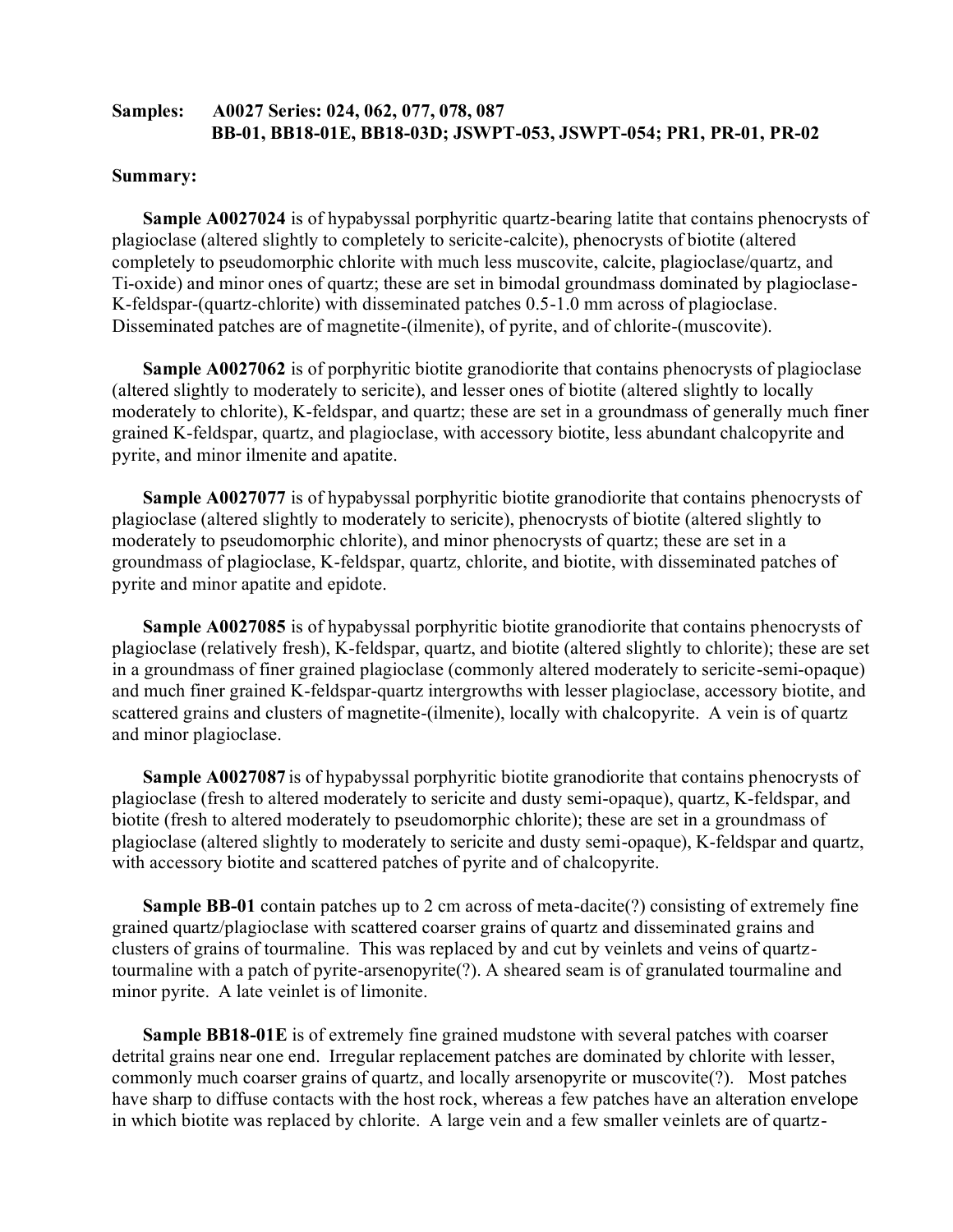**Samples:** A0027 Series: 024, 062, 077, 078, 087
**BB-01, BB18-01E, BB18-03D; JSWPT-053, JSWPT-054; PR1, PR-01, PR-02**

**Summary:**

**Sample A0027024** is of hypabyssal porphyritic quartz-bearing latite that contains phenocrysts of plagioclase (altered slightly to completely to sericite-calcite), phenocrysts of biotite (altered completely to pseudomorphic chlorite with much less muscovite, calcite, plagioclase/quartz, and Ti-oxide) and minor ones of quartz; these are set in bimodal groundmass dominated by plagioclase-K-feldspar-(quartz-chlorite) with disseminated patches 0.5-1.0 mm across of plagioclase. Disseminated patches are of magnetite-(ilmenite), of pyrite, and of chlorite-(muscovite).

**Sample A0027062** is of porphyritic biotite granodiorite that contains phenocrysts of plagioclase (altered slightly to moderately to sericite), and lesser ones of biotite (altered slightly to locally moderately to chlorite), K-feldspar, and quartz; these are set in a groundmass of generally much finer grained K-feldspar, quartz, and plagioclase, with accessory biotite, less abundant chalcopyrite and pyrite, and minor ilmenite and apatite.

**Sample A0027077** is of hypabyssal porphyritic biotite granodiorite that contains phenocrysts of plagioclase (altered slightly to moderately to sericite), phenocrysts of biotite (altered slightly to moderately to pseudomorphic chlorite), and minor phenocrysts of quartz; these are set in a groundmass of plagioclase, K-feldspar, quartz, chlorite, and biotite, with disseminated patches of pyrite and minor apatite and epidote.

**Sample A0027085** is of hypabyssal porphyritic biotite granodiorite that contains phenocrysts of plagioclase (relatively fresh), K-feldspar, quartz, and biotite (altered slightly to chlorite); these are set in a groundmass of finer grained plagioclase (commonly altered moderately to sericite-semi-opaque) and much finer grained K-feldspar-quartz intergrowths with lesser plagioclase, accessory biotite, and scattered grains and clusters of magnetite-(ilmenite), locally with chalcopyrite. A vein is of quartz and minor plagioclase.

**Sample A0027087** is of hypabyssal porphyritic biotite granodiorite that contains phenocrysts of plagioclase (fresh to altered moderately to sericite and dusty semi-opaque), quartz, K-feldspar, and biotite (fresh to altered moderately to pseudomorphic chlorite); these are set in a groundmass of plagioclase (altered slightly to moderately to sericite and dusty semi-opaque), K-feldspar and quartz, with accessory biotite and scattered patches of pyrite and of chalcopyrite.

**Sample BB-01** contain patches up to 2 cm across of meta-dacite(?) consisting of extremely fine grained quartz/plagioclase with scattered coarser grains of quartz and disseminated grains and clusters of grains of tourmaline. This was replaced by and cut by veinlets and veins of quartz-tourmaline with a patch of pyrite-arsenopyrite(?). A sheared seam is of granulated tourmaline and minor pyrite. A late veinlet is of limonite.

**Sample BB18-01E** is of extremely fine grained mudstone with several patches with coarser detrital grains near one end. Irregular replacement patches are dominated by chlorite with lesser, commonly much coarser grains of quartz, and locally arsenopyrite or muscovite(?). Most patches have sharp to diffuse contacts with the host rock, whereas a few patches have an alteration envelope in which biotite was replaced by chlorite. A large vein and a few smaller veinlets are of quartz-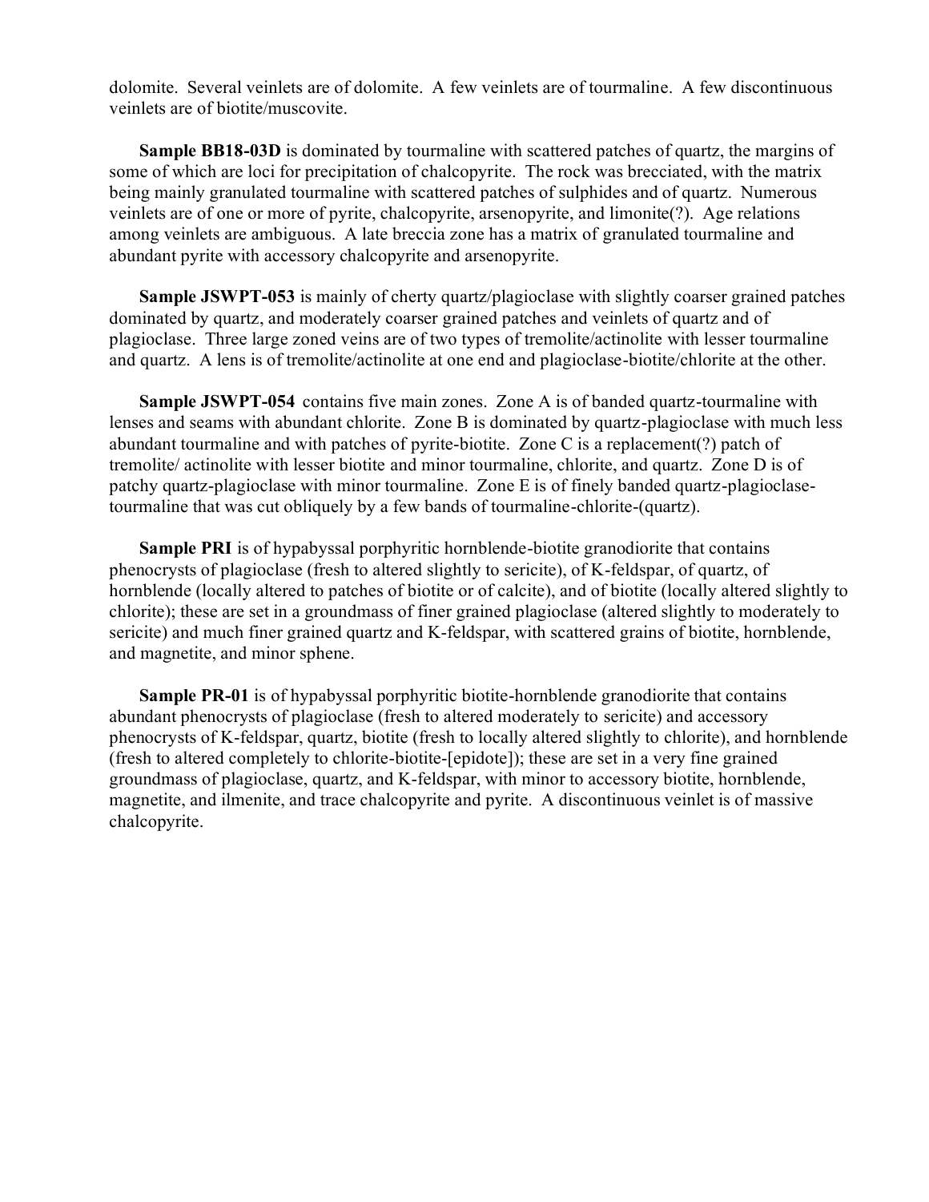dolomite. Several veinlets are of dolomite. A few veinlets are of tourmaline. A few discontinuous veinlets are of biotite/muscovite.

**Sample BB18-03D** is dominated by tourmaline with scattered patches of quartz, the margins of some of which are loci for precipitation of chalcopyrite. The rock was brecciated, with the matrix being mainly granulated tourmaline with scattered patches of sulphides and of quartz. Numerous veinlets are of one or more of pyrite, chalcopyrite, arsenopyrite, and limonite(?). Age relations among veinlets are ambiguous. A late breccia zone has a matrix of granulated tourmaline and abundant pyrite with accessory chalcopyrite and arsenopyrite.

**Sample JSWPT-053** is mainly of cherty quartz/plagioclase with slightly coarser grained patches dominated by quartz, and moderately coarser grained patches and veinlets of quartz and of plagioclase. Three large zoned veins are of two types of tremolite/actinolite with lesser tourmaline and quartz. A lens is of tremolite/actinolite at one end and plagioclase-biotite/chlorite at the other.

**Sample JSWPT-054** contains five main zones. Zone A is of banded quartz-tourmaline with lenses and seams with abundant chlorite. Zone B is dominated by quartz-plagioclase with much less abundant tourmaline and with patches of pyrite-biotite. Zone C is a replacement(?) patch of tremolite/ actinolite with lesser biotite and minor tourmaline, chlorite, and quartz. Zone D is of patchy quartz-plagioclase with minor tourmaline. Zone E is of finely banded quartz-plagioclase-tourmaline that was cut obliquely by a few bands of tourmaline-chlorite-(quartz).

**Sample PRI** is of hypabyssal porphyritic hornblende-biotite granodiorite that contains phenocrysts of plagioclase (fresh to altered slightly to sericite), of K-feldspar, of quartz, of hornblende (locally altered to patches of biotite or of calcite), and of biotite (locally altered slightly to chlorite); these are set in a groundmass of finer grained plagioclase (altered slightly to moderately to sericite) and much finer grained quartz and K-feldspar, with scattered grains of biotite, hornblende, and magnetite, and minor sphene.

**Sample PR-01** is of hypabyssal porphyritic biotite-hornblende granodiorite that contains abundant phenocrysts of plagioclase (fresh to altered moderately to sericite) and accessory phenocrysts of K-feldspar, quartz, biotite (fresh to locally altered slightly to chlorite), and hornblende (fresh to altered completely to chlorite-biotite-[epidote]); these are set in a very fine grained groundmass of plagioclase, quartz, and K-feldspar, with minor to accessory biotite, hornblende, magnetite, and ilmenite, and trace chalcopyrite and pyrite. A discontinuous veinlet is of massive chalcopyrite.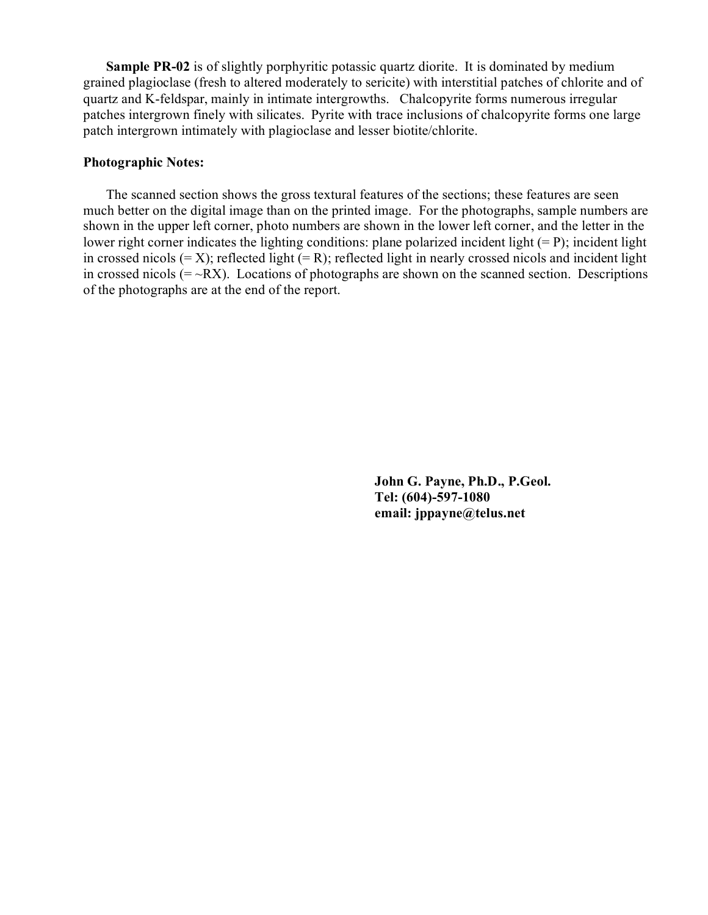**Sample PR-02** is of slightly porphyritic potassic quartz diorite. It is dominated by medium grained plagioclase (fresh to altered moderately to sericite) with interstitial patches of chlorite and of quartz and K-feldspar, mainly in intimate intergrowths. Chalcopyrite forms numerous irregular patches intergrown finely with silicates. Pyrite with trace inclusions of chalcopyrite forms one large patch intergrown intimately with plagioclase and lesser biotite/chlorite.

**Photographic Notes:**

The scanned section shows the gross textural features of the sections; these features are seen much better on the digital image than on the printed image. For the photographs, sample numbers are shown in the upper left corner, photo numbers are shown in the lower left corner, and the letter in the lower right corner indicates the lighting conditions: plane polarized incident light (= P); incident light in crossed nicols (= X); reflected light (= R); reflected light in nearly crossed nicols and incident light in crossed nicols (= ~RX). Locations of photographs are shown on the scanned section. Descriptions of the photographs are at the end of the report.

**John G. Payne, Ph.D., P.Geol.**
**Tel: (604)-597-1080**
**email: jppayne@telus.net**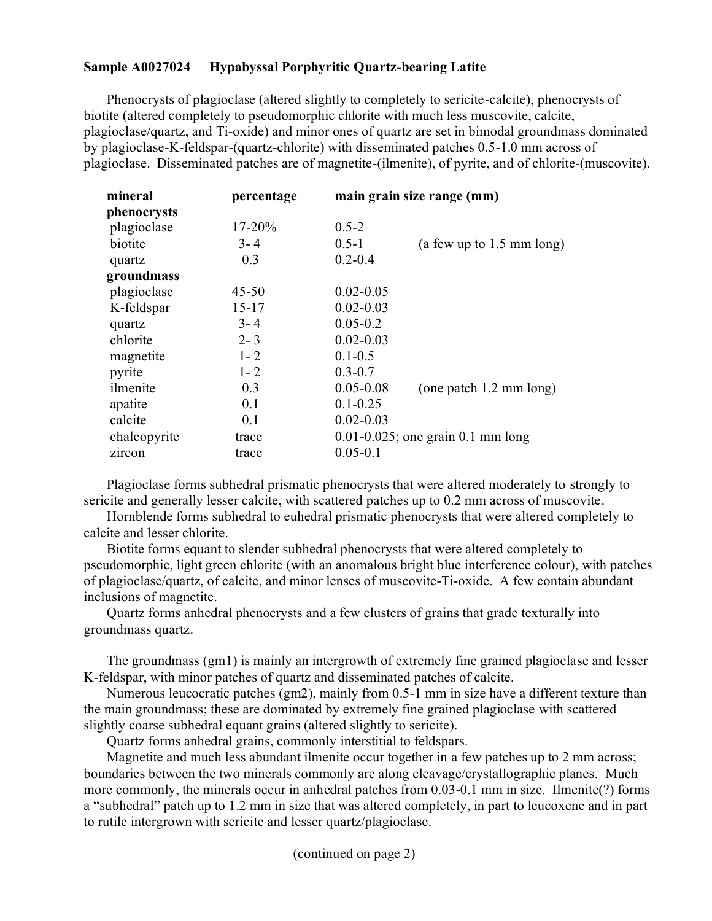**Sample A0027024 Hypabyssal Porphyritic Quartz-bearing Latite**

Phenocrysts of plagioclase (altered slightly to completely to sericite-calcite), phenocrysts of biotite (altered completely to pseudomorphic chlorite with much less muscovite, calcite, plagioclase/quartz, and Ti-oxide) and minor ones of quartz are set in bimodal groundmass dominated by plagioclase-K-feldspar-(quartz-chlorite) with disseminated patches 0.5-1.0 mm across of plagioclase. Disseminated patches are of magnetite-(ilmenite), of pyrite, and of chlorite-(muscovite).

| mineral | percentage | main grain size range (mm) | |
|---|---|---|---|
| **phenocrysts** | | | |
| plagioclase | 17-20% | 0.5-2 | |
| biotite | 3- 4 | 0.5-1 | (a few up to 1.5 mm long) |
| quartz | 0.3 | 0.2-0.4 | |
| **groundmass** | | | |
| plagioclase | 45-50 | 0.02-0.05 | |
| K-feldspar | 15-17 | 0.02-0.03 | |
| quartz | 3- 4 | 0.05-0.2 | |
| chlorite | 2- 3 | 0.02-0.03 | |
| magnetite | 1- 2 | 0.1-0.5 | |
| pyrite | 1- 2 | 0.3-0.7 | |
| ilmenite | 0.3 | 0.05-0.08 | (one patch 1.2 mm long) |
| apatite | 0.1 | 0.1-0.25 | |
| calcite | 0.1 | 0.02-0.03 | |
| chalcopyrite | trace | 0.01-0.025; one grain 0.1 mm long | |
| zircon | trace | 0.05-0.1 | |

Plagioclase forms subhedral prismatic phenocrysts that were altered moderately to strongly to sericite and generally lesser calcite, with scattered patches up to 0.2 mm across of muscovite.

Hornblende forms subhedral to euhedral prismatic phenocrysts that were altered completely to calcite and lesser chlorite.

Biotite forms equant to slender subhedral phenocrysts that were altered completely to pseudomorphic, light green chlorite (with an anomalous bright blue interference colour), with patches of plagioclase/quartz, of calcite, and minor lenses of muscovite-Ti-oxide. A few contain abundant inclusions of magnetite.

Quartz forms anhedral phenocrysts and a few clusters of grains that grade texturally into groundmass quartz.

The groundmass (gm1) is mainly an intergrowth of extremely fine grained plagioclase and lesser K-feldspar, with minor patches of quartz and disseminated patches of calcite.

Numerous leucocratic patches (gm2), mainly from 0.5-1 mm in size have a different texture than the main groundmass; these are dominated by extremely fine grained plagioclase with scattered slightly coarse subhedral equant grains (altered slightly to sericite).

Quartz forms anhedral grains, commonly interstitial to feldspars.

Magnetite and much less abundant ilmenite occur together in a few patches up to 2 mm across; boundaries between the two minerals commonly are along cleavage/crystallographic planes. Much more commonly, the minerals occur in anhedral patches from 0.03-0.1 mm in size. Ilmenite(?) forms a "subhedral" patch up to 1.2 mm in size that was altered completely, in part to leucoxene and in part to rutile intergrown with sericite and lesser quartz/plagioclase.

(continued on page 2)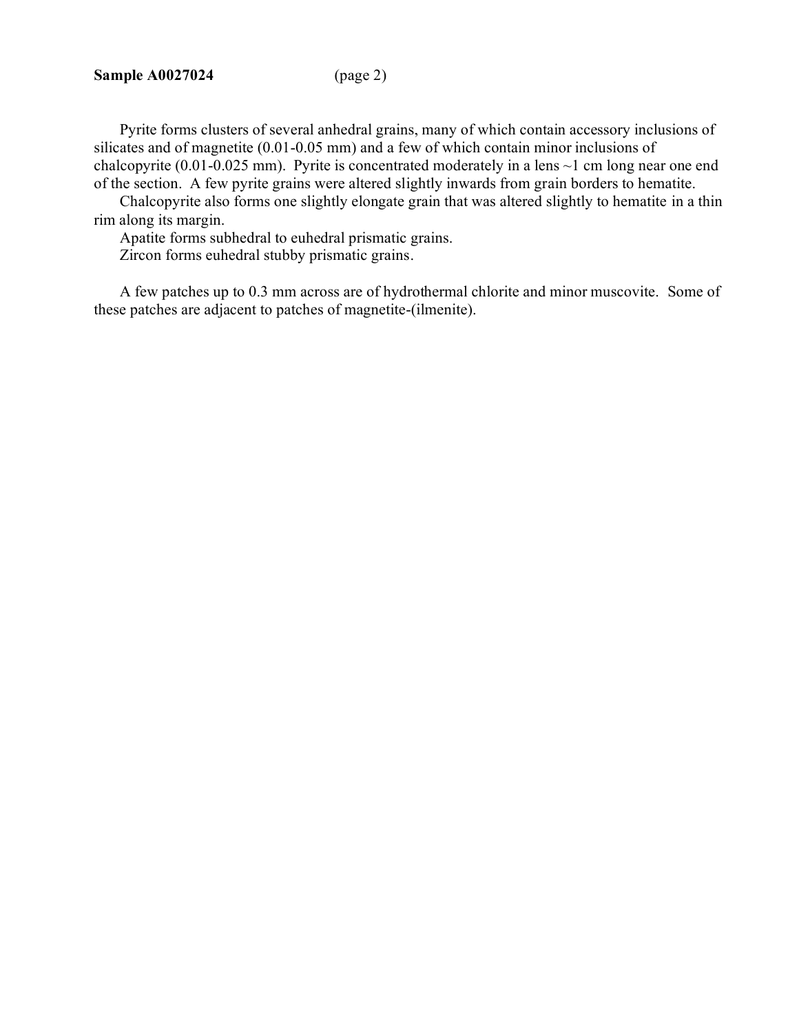**Sample A0027024** (page 2)

Pyrite forms clusters of several anhedral grains, many of which contain accessory inclusions of silicates and of magnetite (0.01-0.05 mm) and a few of which contain minor inclusions of chalcopyrite (0.01-0.025 mm). Pyrite is concentrated moderately in a lens ~1 cm long near one end of the section. A few pyrite grains were altered slightly inwards from grain borders to hematite.

Chalcopyrite also forms one slightly elongate grain that was altered slightly to hematite in a thin rim along its margin.

Apatite forms subhedral to euhedral prismatic grains.

Zircon forms euhedral stubby prismatic grains.

A few patches up to 0.3 mm across are of hydrothermal chlorite and minor muscovite. Some of these patches are adjacent to patches of magnetite-(ilmenite).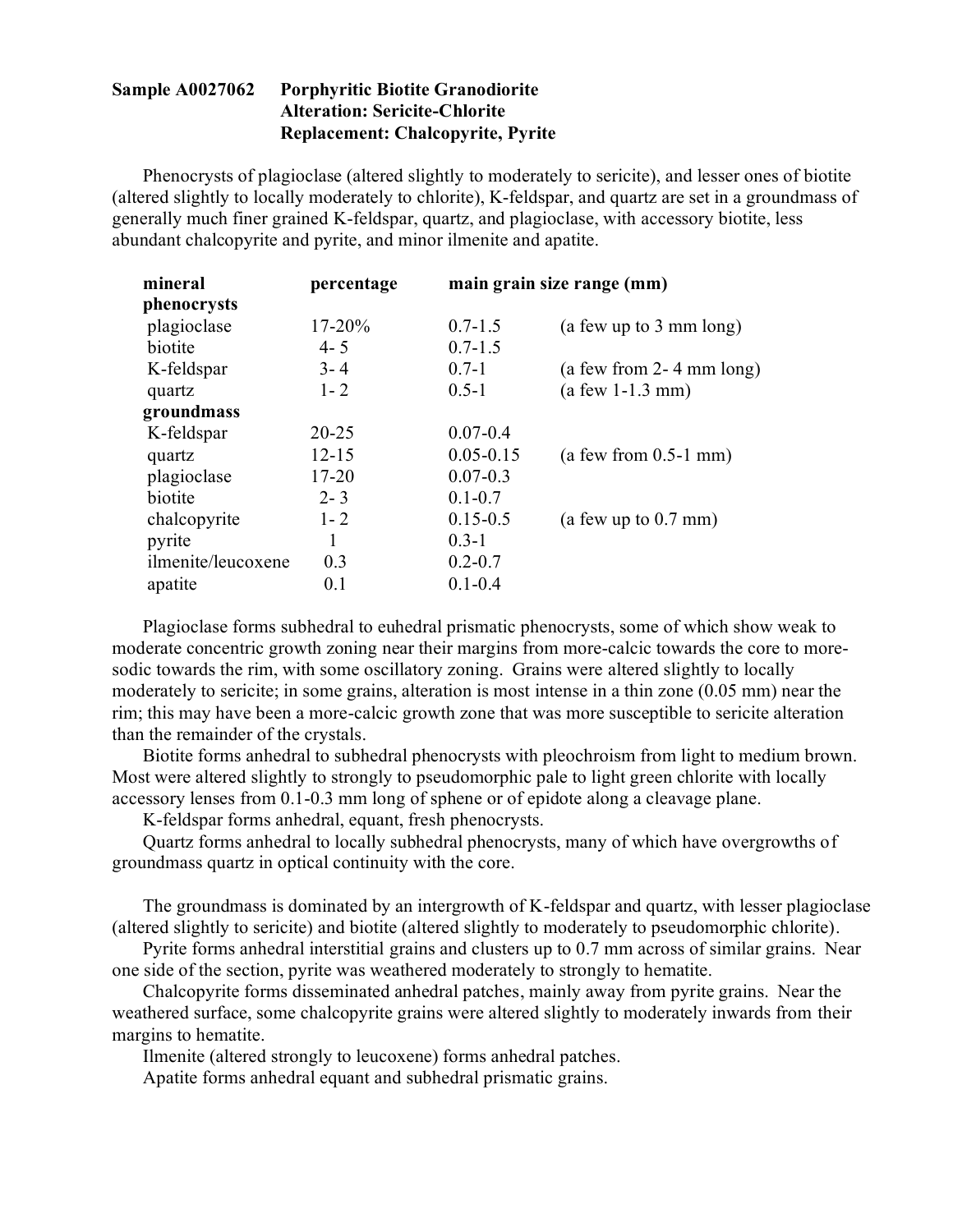**Sample A0027062 Porphyritic Biotite Granodiorite**
**Alteration: Sericite-Chlorite**
**Replacement: Chalcopyrite, Pyrite**

Phenocrysts of plagioclase (altered slightly to moderately to sericite), and lesser ones of biotite (altered slightly to locally moderately to chlorite), K-feldspar, and quartz are set in a groundmass of generally much finer grained K-feldspar, quartz, and plagioclase, with accessory biotite, less abundant chalcopyrite and pyrite, and minor ilmenite and apatite.

| mineral | percentage | main grain size range (mm) | |
|---|---|---|---|
| **phenocrysts** | | | |
| plagioclase | 17-20% | 0.7-1.5 | (a few up to 3 mm long) |
| biotite | 4- 5 | 0.7-1.5 | |
| K-feldspar | 3- 4 | 0.7-1 | (a few from 2- 4 mm long) |
| quartz | 1- 2 | 0.5-1 | (a few 1-1.3 mm) |
| **groundmass** | | | |
| K-feldspar | 20-25 | 0.07-0.4 | |
| quartz | 12-15 | 0.05-0.15 | (a few from 0.5-1 mm) |
| plagioclase | 17-20 | 0.07-0.3 | |
| biotite | 2- 3 | 0.1-0.7 | |
| chalcopyrite | 1- 2 | 0.15-0.5 | (a few up to 0.7 mm) |
| pyrite | 1 | 0.3-1 | |
| ilmenite/leucoxene | 0.3 | 0.2-0.7 | |
| apatite | 0.1 | 0.1-0.4 | |

Plagioclase forms subhedral to euhedral prismatic phenocrysts, some of which show weak to moderate concentric growth zoning near their margins from more-calcic towards the core to more-sodic towards the rim, with some oscillatory zoning. Grains were altered slightly to locally moderately to sericite; in some grains, alteration is most intense in a thin zone (0.05 mm) near the rim; this may have been a more-calcic growth zone that was more susceptible to sericite alteration than the remainder of the crystals.

Biotite forms anhedral to subhedral phenocrysts with pleochroism from light to medium brown. Most were altered slightly to strongly to pseudomorphic pale to light green chlorite with locally accessory lenses from 0.1-0.3 mm long of sphene or of epidote along a cleavage plane.

K-feldspar forms anhedral, equant, fresh phenocrysts.

Quartz forms anhedral to locally subhedral phenocrysts, many of which have overgrowths of groundmass quartz in optical continuity with the core.

The groundmass is dominated by an intergrowth of K-feldspar and quartz, with lesser plagioclase (altered slightly to sericite) and biotite (altered slightly to moderately to pseudomorphic chlorite).

Pyrite forms anhedral interstitial grains and clusters up to 0.7 mm across of similar grains. Near one side of the section, pyrite was weathered moderately to strongly to hematite.

Chalcopyrite forms disseminated anhedral patches, mainly away from pyrite grains. Near the weathered surface, some chalcopyrite grains were altered slightly to moderately inwards from their margins to hematite.

Ilmenite (altered strongly to leucoxene) forms anhedral patches.

Apatite forms anhedral equant and subhedral prismatic grains.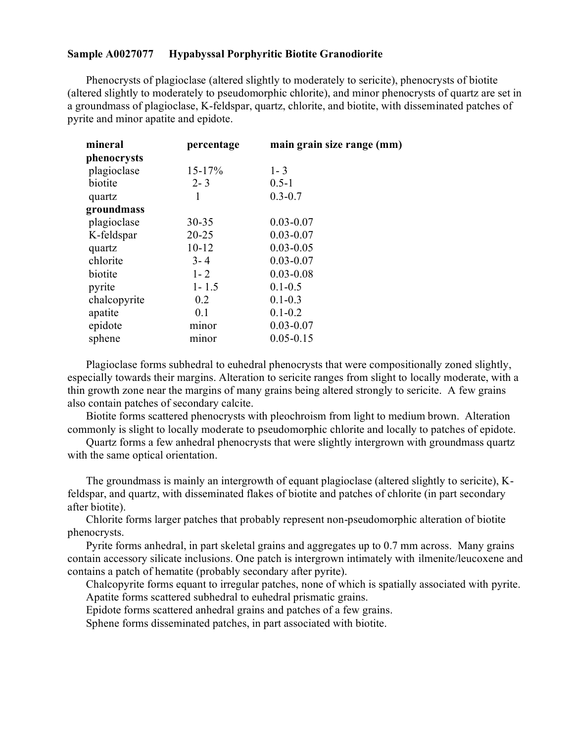**Sample A0027077 Hypabyssal Porphyritic Biotite Granodiorite**

Phenocrysts of plagioclase (altered slightly to moderately to sericite), phenocrysts of biotite (altered slightly to moderately to pseudomorphic chlorite), and minor phenocrysts of quartz are set in a groundmass of plagioclase, K-feldspar, quartz, chlorite, and biotite, with disseminated patches of pyrite and minor apatite and epidote.

| mineral | percentage | main grain size range (mm) |
|---|---|---|
| **phenocrysts** | | |
| plagioclase | 15-17% | 1- 3 |
| biotite | 2- 3 | 0.5-1 |
| quartz | 1 | 0.3-0.7 |
| **groundmass** | | |
| plagioclase | 30-35 | 0.03-0.07 |
| K-feldspar | 20-25 | 0.03-0.07 |
| quartz | 10-12 | 0.03-0.05 |
| chlorite | 3- 4 | 0.03-0.07 |
| biotite | 1- 2 | 0.03-0.08 |
| pyrite | 1- 1.5 | 0.1-0.5 |
| chalcopyrite | 0.2 | 0.1-0.3 |
| apatite | 0.1 | 0.1-0.2 |
| epidote | minor | 0.03-0.07 |
| sphene | minor | 0.05-0.15 |

Plagioclase forms subhedral to euhedral phenocrysts that were compositionally zoned slightly, especially towards their margins. Alteration to sericite ranges from slight to locally moderate, with a thin growth zone near the margins of many grains being altered strongly to sericite. A few grains also contain patches of secondary calcite.

Biotite forms scattered phenocrysts with pleochroism from light to medium brown. Alteration commonly is slight to locally moderate to pseudomorphic chlorite and locally to patches of epidote.

Quartz forms a few anhedral phenocrysts that were slightly intergrown with groundmass quartz with the same optical orientation.

The groundmass is mainly an intergrowth of equant plagioclase (altered slightly to sericite), K-feldspar, and quartz, with disseminated flakes of biotite and patches of chlorite (in part secondary after biotite).

Chlorite forms larger patches that probably represent non-pseudomorphic alteration of biotite phenocrysts.

Pyrite forms anhedral, in part skeletal grains and aggregates up to 0.7 mm across. Many grains contain accessory silicate inclusions. One patch is intergrown intimately with ilmenite/leucoxene and contains a patch of hematite (probably secondary after pyrite).

Chalcopyrite forms equant to irregular patches, none of which is spatially associated with pyrite.

Apatite forms scattered subhedral to euhedral prismatic grains.

Epidote forms scattered anhedral grains and patches of a few grains.

Sphene forms disseminated patches, in part associated with biotite.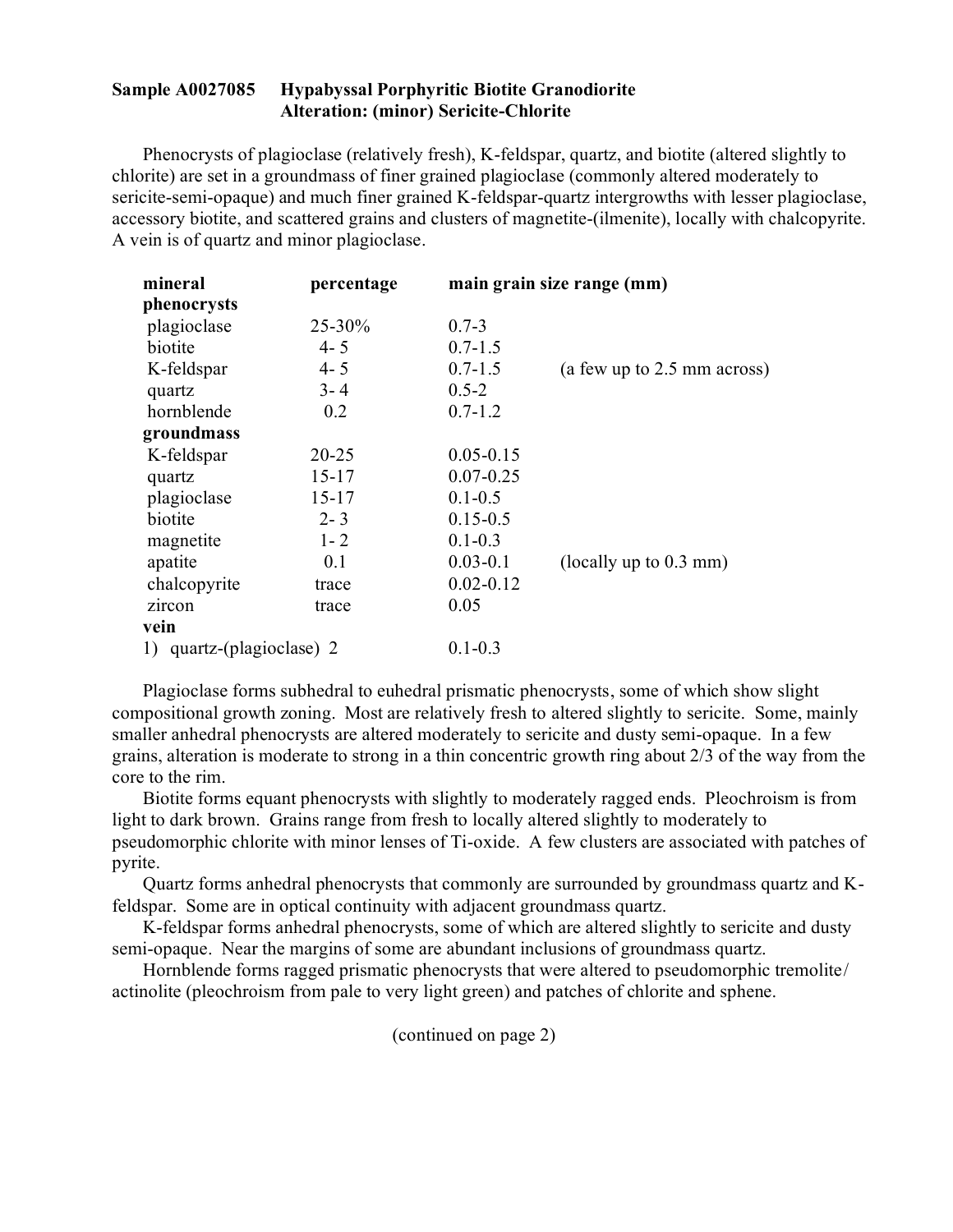**Sample A0027085 Hypabyssal Porphyritic Biotite Granodiorite**
**Alteration: (minor) Sericite-Chlorite**

Phenocrysts of plagioclase (relatively fresh), K-feldspar, quartz, and biotite (altered slightly to chlorite) are set in a groundmass of finer grained plagioclase (commonly altered moderately to sericite-semi-opaque) and much finer grained K-feldspar-quartz intergrowths with lesser plagioclase, accessory biotite, and scattered grains and clusters of magnetite-(ilmenite), locally with chalcopyrite. A vein is of quartz and minor plagioclase.

| mineral | percentage | main grain size range (mm) | |
|---|---|---|---|
| **phenocrysts** | | | |
| plagioclase | 25-30% | 0.7-3 | |
| biotite | 4- 5 | 0.7-1.5 | |
| K-feldspar | 4- 5 | 0.7-1.5 | (a few up to 2.5 mm across) |
| quartz | 3- 4 | 0.5-2 | |
| hornblende | 0.2 | 0.7-1.2 | |
| **groundmass** | | | |
| K-feldspar | 20-25 | 0.05-0.15 | |
| quartz | 15-17 | 0.07-0.25 | |
| plagioclase | 15-17 | 0.1-0.5 | |
| biotite | 2- 3 | 0.15-0.5 | |
| magnetite | 1- 2 | 0.1-0.3 | |
| apatite | 0.1 | 0.03-0.1 | (locally up to 0.3 mm) |
| chalcopyrite | trace | 0.02-0.12 | |
| zircon | trace | 0.05 | |
| **vein** | | | |
| 1) quartz-(plagioclase) | 2 | 0.1-0.3 | |

Plagioclase forms subhedral to euhedral prismatic phenocrysts, some of which show slight compositional growth zoning. Most are relatively fresh to altered slightly to sericite. Some, mainly smaller anhedral phenocrysts are altered moderately to sericite and dusty semi-opaque. In a few grains, alteration is moderate to strong in a thin concentric growth ring about 2/3 of the way from the core to the rim.

Biotite forms equant phenocrysts with slightly to moderately ragged ends. Pleochroism is from light to dark brown. Grains range from fresh to locally altered slightly to moderately to pseudomorphic chlorite with minor lenses of Ti-oxide. A few clusters are associated with patches of pyrite.

Quartz forms anhedral phenocrysts that commonly are surrounded by groundmass quartz and K-feldspar. Some are in optical continuity with adjacent groundmass quartz.

K-feldspar forms anhedral phenocrysts, some of which are altered slightly to sericite and dusty semi-opaque. Near the margins of some are abundant inclusions of groundmass quartz.

Hornblende forms ragged prismatic phenocrysts that were altered to pseudomorphic tremolite/actinolite (pleochroism from pale to very light green) and patches of chlorite and sphene.

(continued on page 2)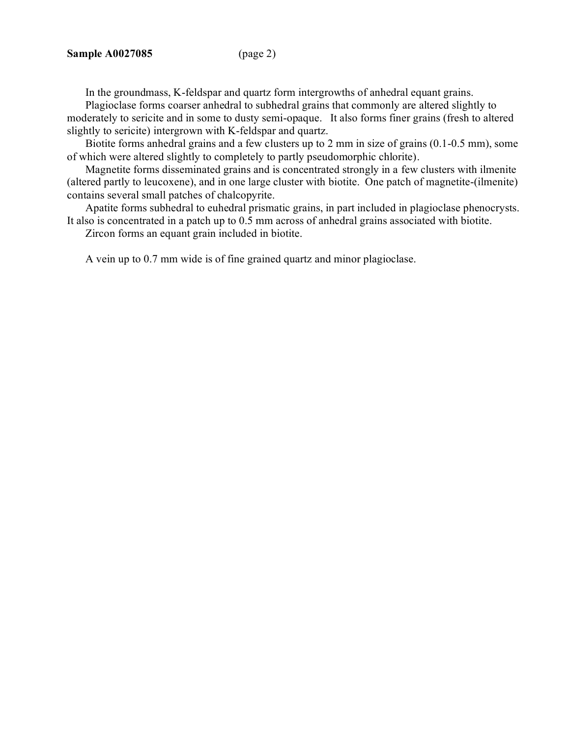**Sample A0027085** (page 2)

In the groundmass, K-feldspar and quartz form intergrowths of anhedral equant grains.

Plagioclase forms coarser anhedral to subhedral grains that commonly are altered slightly to moderately to sericite and in some to dusty semi-opaque. It also forms finer grains (fresh to altered slightly to sericite) intergrown with K-feldspar and quartz.

Biotite forms anhedral grains and a few clusters up to 2 mm in size of grains (0.1-0.5 mm), some of which were altered slightly to completely to partly pseudomorphic chlorite).

Magnetite forms disseminated grains and is concentrated strongly in a few clusters with ilmenite (altered partly to leucoxene), and in one large cluster with biotite. One patch of magnetite-(ilmenite) contains several small patches of chalcopyrite.

Apatite forms subhedral to euhedral prismatic grains, in part included in plagioclase phenocrysts. It also is concentrated in a patch up to 0.5 mm across of anhedral grains associated with biotite.

Zircon forms an equant grain included in biotite.

A vein up to 0.7 mm wide is of fine grained quartz and minor plagioclase.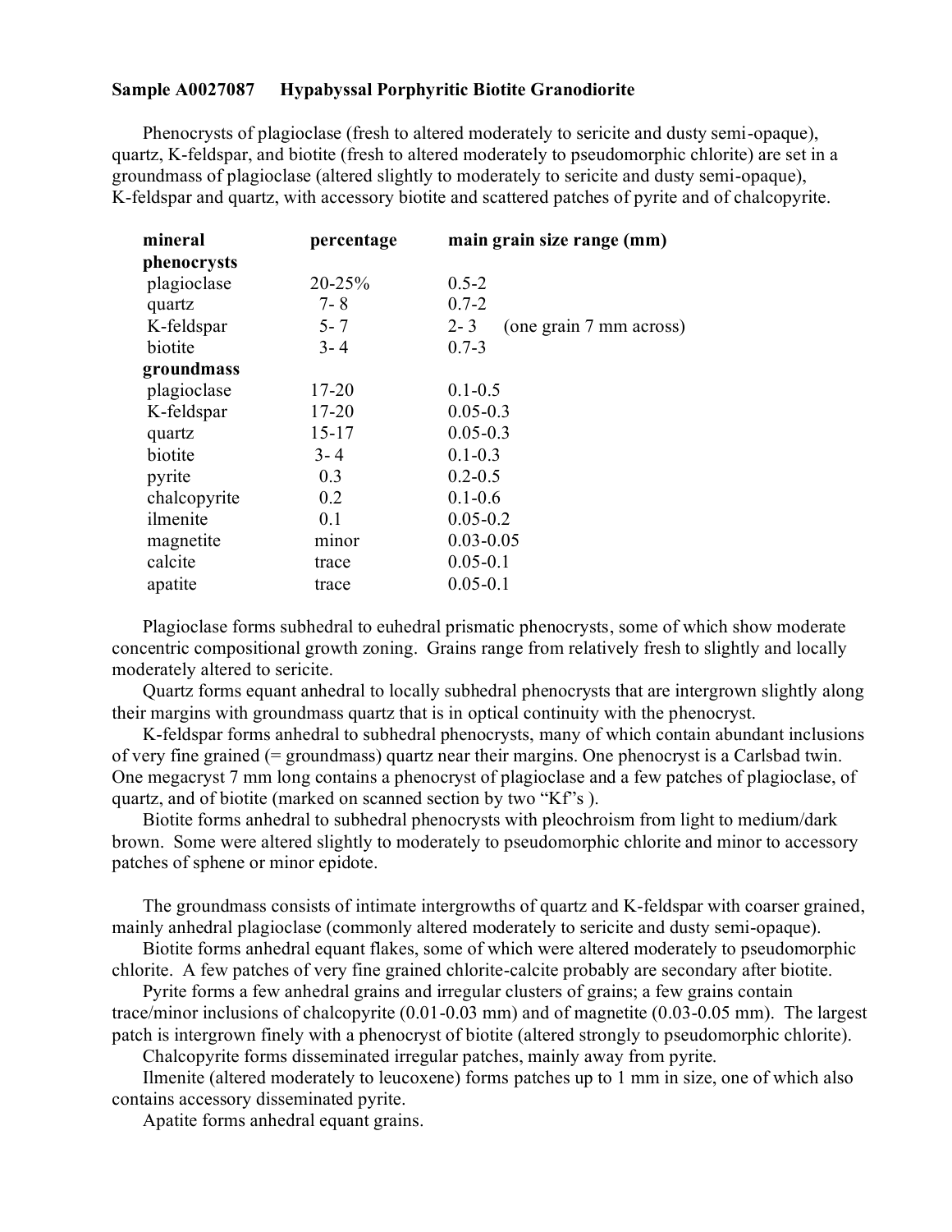**Sample A0027087 Hypabyssal Porphyritic Biotite Granodiorite**

Phenocrysts of plagioclase (fresh to altered moderately to sericite and dusty semi-opaque), quartz, K-feldspar, and biotite (fresh to altered moderately to pseudomorphic chlorite) are set in a groundmass of plagioclase (altered slightly to moderately to sericite and dusty semi-opaque), K-feldspar and quartz, with accessory biotite and scattered patches of pyrite and of chalcopyrite.

| mineral | percentage | main grain size range (mm) |
|---|---|---|
| **phenocrysts** | | |
| plagioclase | 20-25% | 0.5-2 |
| quartz | 7- 8 | 0.7-2 |
| K-feldspar | 5- 7 | 2- 3 (one grain 7 mm across) |
| biotite | 3- 4 | 0.7-3 |
| **groundmass** | | |
| plagioclase | 17-20 | 0.1-0.5 |
| K-feldspar | 17-20 | 0.05-0.3 |
| quartz | 15-17 | 0.05-0.3 |
| biotite | 3- 4 | 0.1-0.3 |
| pyrite | 0.3 | 0.2-0.5 |
| chalcopyrite | 0.2 | 0.1-0.6 |
| ilmenite | 0.1 | 0.05-0.2 |
| magnetite | minor | 0.03-0.05 |
| calcite | trace | 0.05-0.1 |
| apatite | trace | 0.05-0.1 |

Plagioclase forms subhedral to euhedral prismatic phenocrysts, some of which show moderate concentric compositional growth zoning. Grains range from relatively fresh to slightly and locally moderately altered to sericite.

Quartz forms equant anhedral to locally subhedral phenocrysts that are intergrown slightly along their margins with groundmass quartz that is in optical continuity with the phenocryst.

K-feldspar forms anhedral to subhedral phenocrysts, many of which contain abundant inclusions of very fine grained (= groundmass) quartz near their margins. One phenocryst is a Carlsbad twin. One megacryst 7 mm long contains a phenocryst of plagioclase and a few patches of plagioclase, of quartz, and of biotite (marked on scanned section by two "Kf"s ).

Biotite forms anhedral to subhedral phenocrysts with pleochroism from light to medium/dark brown. Some were altered slightly to moderately to pseudomorphic chlorite and minor to accessory patches of sphene or minor epidote.

The groundmass consists of intimate intergrowths of quartz and K-feldspar with coarser grained, mainly anhedral plagioclase (commonly altered moderately to sericite and dusty semi-opaque).

Biotite forms anhedral equant flakes, some of which were altered moderately to pseudomorphic chlorite. A few patches of very fine grained chlorite-calcite probably are secondary after biotite.

Pyrite forms a few anhedral grains and irregular clusters of grains; a few grains contain trace/minor inclusions of chalcopyrite (0.01-0.03 mm) and of magnetite (0.03-0.05 mm). The largest patch is intergrown finely with a phenocryst of biotite (altered strongly to pseudomorphic chlorite).

Chalcopyrite forms disseminated irregular patches, mainly away from pyrite.

Ilmenite (altered moderately to leucoxene) forms patches up to 1 mm in size, one of which also contains accessory disseminated pyrite.

Apatite forms anhedral equant grains.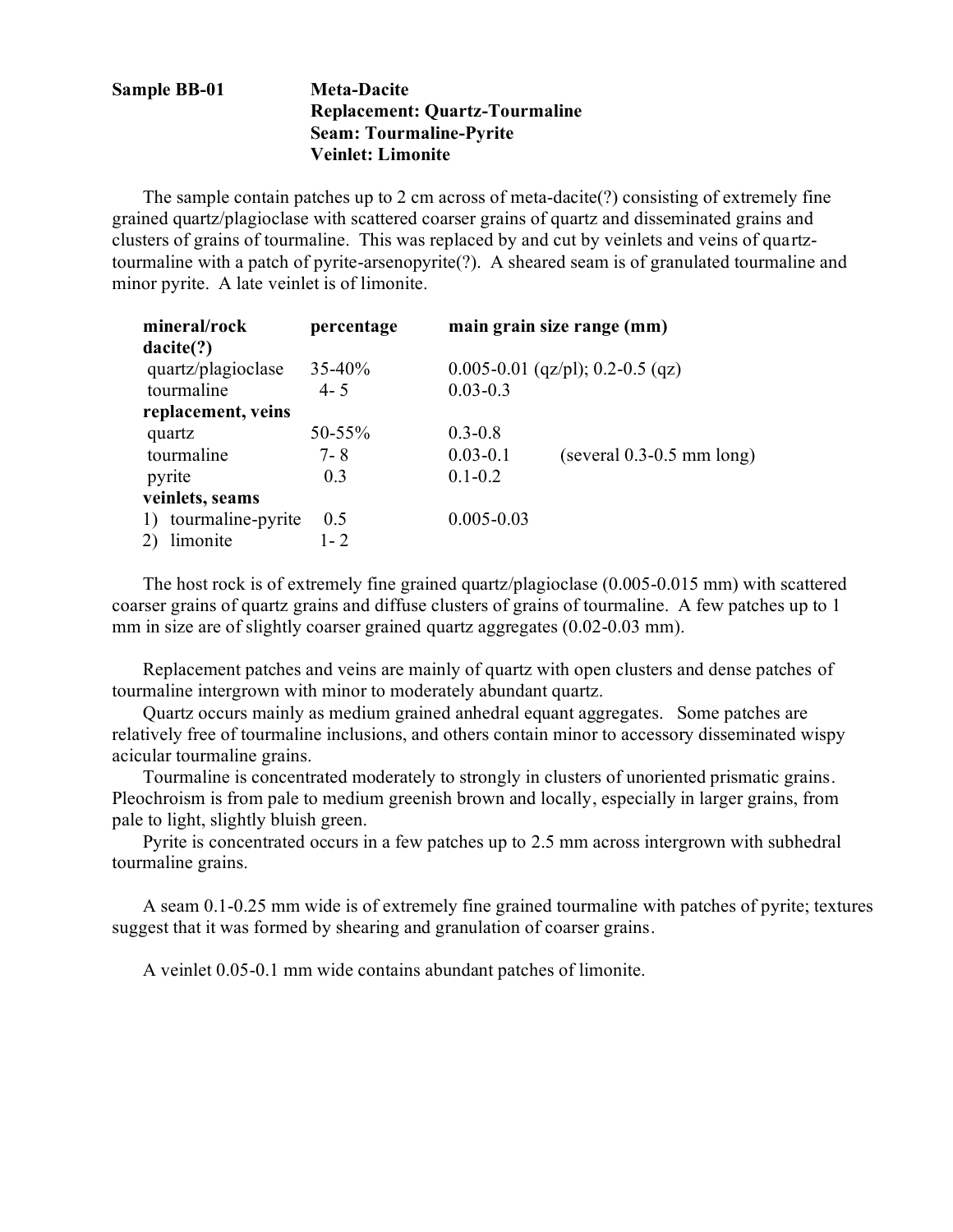**Sample BB-01** **Meta-Dacite**
**Replacement: Quartz-Tourmaline**
**Seam: Tourmaline-Pyrite**
**Veinlet: Limonite**

The sample contain patches up to 2 cm across of meta-dacite(?) consisting of extremely fine grained quartz/plagioclase with scattered coarser grains of quartz and disseminated grains and clusters of grains of tourmaline. This was replaced by and cut by veinlets and veins of quartz-tourmaline with a patch of pyrite-arsenopyrite(?). A sheared seam is of granulated tourmaline and minor pyrite. A late veinlet is of limonite.

| mineral/rock | percentage | main grain size range (mm) | |
|---|---|---|---|
| **dacite(?)** | | | |
| quartz/plagioclase | 35-40% | 0.005-0.01 (qz/pl); 0.2-0.5 (qz) | |
| tourmaline | 4- 5 | 0.03-0.3 | |
| **replacement, veins** | | | |
| quartz | 50-55% | 0.3-0.8 | |
| tourmaline | 7- 8 | 0.03-0.1 | (several 0.3-0.5 mm long) |
| pyrite | 0.3 | 0.1-0.2 | |
| **veinlets, seams** | | | |
| 1) tourmaline-pyrite | 0.5 | 0.005-0.03 | |
| 2) limonite | 1- 2 | | |

The host rock is of extremely fine grained quartz/plagioclase (0.005-0.015 mm) with scattered coarser grains of quartz grains and diffuse clusters of grains of tourmaline. A few patches up to 1 mm in size are of slightly coarser grained quartz aggregates (0.02-0.03 mm).

Replacement patches and veins are mainly of quartz with open clusters and dense patches of tourmaline intergrown with minor to moderately abundant quartz.

Quartz occurs mainly as medium grained anhedral equant aggregates. Some patches are relatively free of tourmaline inclusions, and others contain minor to accessory disseminated wispy acicular tourmaline grains.

Tourmaline is concentrated moderately to strongly in clusters of unoriented prismatic grains. Pleochroism is from pale to medium greenish brown and locally, especially in larger grains, from pale to light, slightly bluish green.

Pyrite is concentrated occurs in a few patches up to 2.5 mm across intergrown with subhedral tourmaline grains.

A seam 0.1-0.25 mm wide is of extremely fine grained tourmaline with patches of pyrite; textures suggest that it was formed by shearing and granulation of coarser grains.

A veinlet 0.05-0.1 mm wide contains abundant patches of limonite.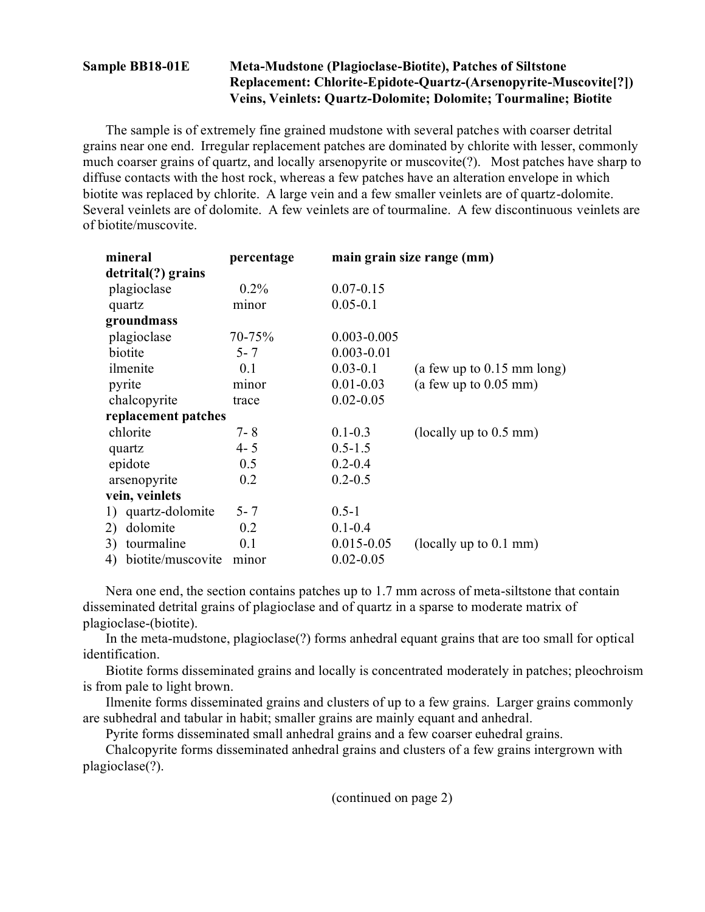**Sample BB18-01E** **Meta-Mudstone (Plagioclase-Biotite), Patches of Siltstone Replacement: Chlorite-Epidote-Quartz-(Arsenopyrite-Muscovite[?]) Veins, Veinlets: Quartz-Dolomite; Dolomite; Tourmaline; Biotite**

The sample is of extremely fine grained mudstone with several patches with coarser detrital grains near one end. Irregular replacement patches are dominated by chlorite with lesser, commonly much coarser grains of quartz, and locally arsenopyrite or muscovite(?). Most patches have sharp to diffuse contacts with the host rock, whereas a few patches have an alteration envelope in which biotite was replaced by chlorite. A large vein and a few smaller veinlets are of quartz-dolomite. Several veinlets are of dolomite. A few veinlets are of tourmaline. A few discontinuous veinlets are of biotite/muscovite.

| mineral | percentage | main grain size range (mm) | |
|---|---|---|---|
| **detrital(?) grains** | | | |
| plagioclase | 0.2% | 0.07-0.15 | |
| quartz | minor | 0.05-0.1 | |
| **groundmass** | | | |
| plagioclase | 70-75% | 0.003-0.005 | |
| biotite | 5- 7 | 0.003-0.01 | |
| ilmenite | 0.1 | 0.03-0.1 | (a few up to 0.15 mm long) |
| pyrite | minor | 0.01-0.03 | (a few up to 0.05 mm) |
| chalcopyrite | trace | 0.02-0.05 | |
| **replacement patches** | | | |
| chlorite | 7- 8 | 0.1-0.3 | (locally up to 0.5 mm) |
| quartz | 4- 5 | 0.5-1.5 | |
| epidote | 0.5 | 0.2-0.4 | |
| arsenopyrite | 0.2 | 0.2-0.5 | |
| **vein, veinlets** | | | |
| 1) quartz-dolomite | 5- 7 | 0.5-1 | |
| 2) dolomite | 0.2 | 0.1-0.4 | |
| 3) tourmaline | 0.1 | 0.015-0.05 | (locally up to 0.1 mm) |
| 4) biotite/muscovite | minor | 0.02-0.05 | |

Nera one end, the section contains patches up to 1.7 mm across of meta-siltstone that contain disseminated detrital grains of plagioclase and of quartz in a sparse to moderate matrix of plagioclase-(biotite).

In the meta-mudstone, plagioclase(?) forms anhedral equant grains that are too small for optical identification.

Biotite forms disseminated grains and locally is concentrated moderately in patches; pleochroism is from pale to light brown.

Ilmenite forms disseminated grains and clusters of up to a few grains. Larger grains commonly are subhedral and tabular in habit; smaller grains are mainly equant and anhedral.

Pyrite forms disseminated small anhedral grains and a few coarser euhedral grains.

Chalcopyrite forms disseminated anhedral grains and clusters of a few grains intergrown with plagioclase(?).

(continued on page 2)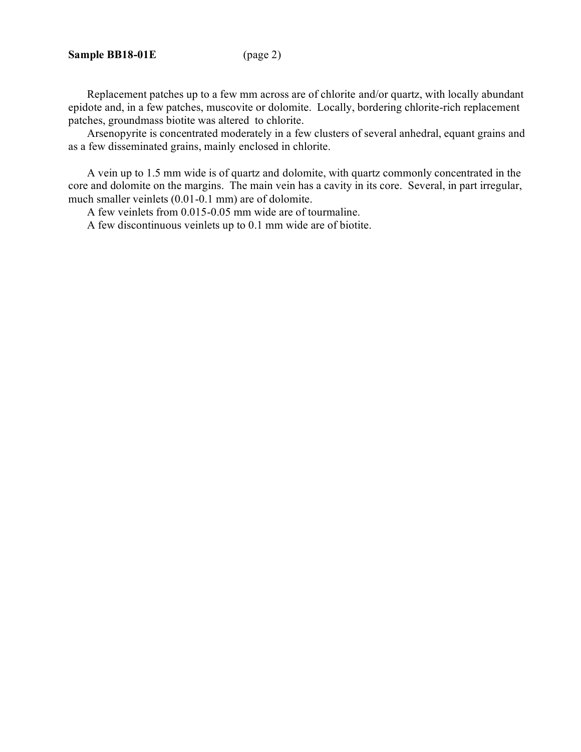**Sample BB18-01E** (page 2)

Replacement patches up to a few mm across are of chlorite and/or quartz, with locally abundant epidote and, in a few patches, muscovite or dolomite. Locally, bordering chlorite-rich replacement patches, groundmass biotite was altered to chlorite.

Arsenopyrite is concentrated moderately in a few clusters of several anhedral, equant grains and as a few disseminated grains, mainly enclosed in chlorite.

A vein up to 1.5 mm wide is of quartz and dolomite, with quartz commonly concentrated in the core and dolomite on the margins. The main vein has a cavity in its core. Several, in part irregular, much smaller veinlets (0.01-0.1 mm) are of dolomite.

A few veinlets from 0.015-0.05 mm wide are of tourmaline.

A few discontinuous veinlets up to 0.1 mm wide are of biotite.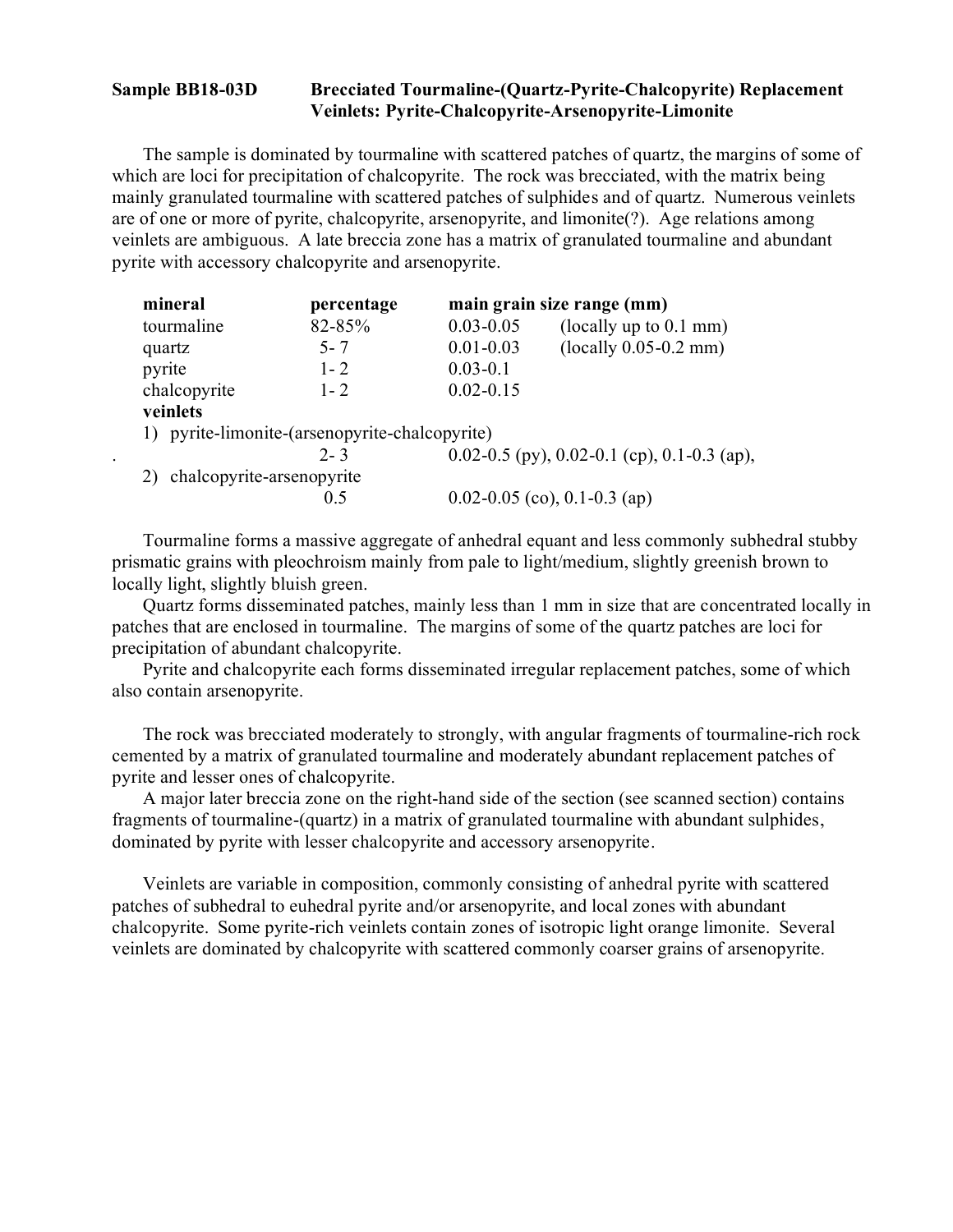**Sample BB18-03D Brecciated Tourmaline-(Quartz-Pyrite-Chalcopyrite) Replacement Veinlets: Pyrite-Chalcopyrite-Arsenopyrite-Limonite**

The sample is dominated by tourmaline with scattered patches of quartz, the margins of some of which are loci for precipitation of chalcopyrite. The rock was brecciated, with the matrix being mainly granulated tourmaline with scattered patches of sulphides and of quartz. Numerous veinlets are of one or more of pyrite, chalcopyrite, arsenopyrite, and limonite(?). Age relations among veinlets are ambiguous. A late breccia zone has a matrix of granulated tourmaline and abundant pyrite with accessory chalcopyrite and arsenopyrite.

| mineral | percentage | main grain size range (mm) | |
|---|---|---|---|
| tourmaline | 82-85% | 0.03-0.05 | (locally up to 0.1 mm) |
| quartz | 5- 7 | 0.01-0.03 | (locally 0.05-0.2 mm) |
| pyrite | 1- 2 | 0.03-0.1 | |
| chalcopyrite | 1- 2 | 0.02-0.15 | |
| **veinlets** | | | |
| 1) pyrite-limonite-(arsenopyrite-chalcopyrite) | | | |
| . | 2- 3 | 0.02-0.5 (py), 0.02-0.1 (cp), 0.1-0.3 (ap), | |
| 2) chalcopyrite-arsenopyrite | | | |
| | 0.5 | 0.02-0.05 (co), 0.1-0.3 (ap) | |

Tourmaline forms a massive aggregate of anhedral equant and less commonly subhedral stubby prismatic grains with pleochroism mainly from pale to light/medium, slightly greenish brown to locally light, slightly bluish green.

Quartz forms disseminated patches, mainly less than 1 mm in size that are concentrated locally in patches that are enclosed in tourmaline. The margins of some of the quartz patches are loci for precipitation of abundant chalcopyrite.

Pyrite and chalcopyrite each forms disseminated irregular replacement patches, some of which also contain arsenopyrite.

The rock was brecciated moderately to strongly, with angular fragments of tourmaline-rich rock cemented by a matrix of granulated tourmaline and moderately abundant replacement patches of pyrite and lesser ones of chalcopyrite.

A major later breccia zone on the right-hand side of the section (see scanned section) contains fragments of tourmaline-(quartz) in a matrix of granulated tourmaline with abundant sulphides, dominated by pyrite with lesser chalcopyrite and accessory arsenopyrite.

Veinlets are variable in composition, commonly consisting of anhedral pyrite with scattered patches of subhedral to euhedral pyrite and/or arsenopyrite, and local zones with abundant chalcopyrite. Some pyrite-rich veinlets contain zones of isotropic light orange limonite. Several veinlets are dominated by chalcopyrite with scattered commonly coarser grains of arsenopyrite.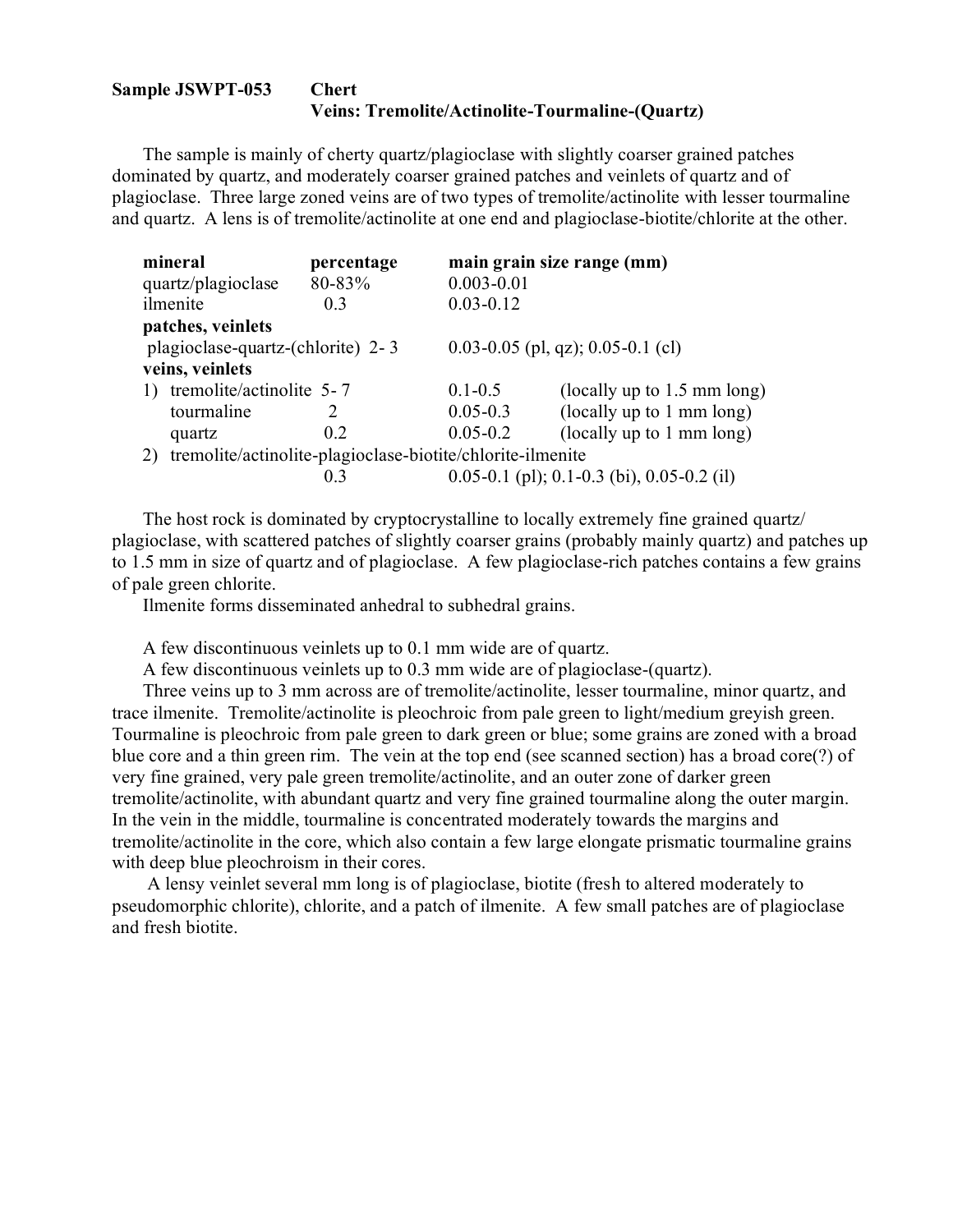**Sample JSWPT-053 Chert**
**Veins: Tremolite/Actinolite-Tourmaline-(Quartz)**

The sample is mainly of cherty quartz/plagioclase with slightly coarser grained patches dominated by quartz, and moderately coarser grained patches and veinlets of quartz and of plagioclase. Three large zoned veins are of two types of tremolite/actinolite with lesser tourmaline and quartz. A lens is of tremolite/actinolite at one end and plagioclase-biotite/chlorite at the other.

| mineral | percentage | main grain size range (mm) | |
|---|---|---|---|
| quartz/plagioclase | 80-83% | 0.003-0.01 | |
| ilmenite | 0.3 | 0.03-0.12 | |
| **patches, veinlets** | | | |
| plagioclase-quartz-(chlorite) | 2- 3 | 0.03-0.05 (pl, qz); 0.05-0.1 (cl) | |
| **veins, veinlets** | | | |
| 1) tremolite/actinolite | 5- 7 | 0.1-0.5 | (locally up to 1.5 mm long) |
| tourmaline | 2 | 0.05-0.3 | (locally up to 1 mm long) |
| quartz | 0.2 | 0.05-0.2 | (locally up to 1 mm long) |
| 2) tremolite/actinolite-plagioclase-biotite/chlorite-ilmenite | | | |
| | 0.3 | 0.05-0.1 (pl); 0.1-0.3 (bi), 0.05-0.2 (il) | |

The host rock is dominated by cryptocrystalline to locally extremely fine grained quartz/plagioclase, with scattered patches of slightly coarser grains (probably mainly quartz) and patches up to 1.5 mm in size of quartz and of plagioclase. A few plagioclase-rich patches contains a few grains of pale green chlorite.

Ilmenite forms disseminated anhedral to subhedral grains.

A few discontinuous veinlets up to 0.1 mm wide are of quartz.

A few discontinuous veinlets up to 0.3 mm wide are of plagioclase-(quartz).

Three veins up to 3 mm across are of tremolite/actinolite, lesser tourmaline, minor quartz, and trace ilmenite. Tremolite/actinolite is pleochroic from pale green to light/medium greyish green. Tourmaline is pleochroic from pale green to dark green or blue; some grains are zoned with a broad blue core and a thin green rim. The vein at the top end (see scanned section) has a broad core(?) of very fine grained, very pale green tremolite/actinolite, and an outer zone of darker green tremolite/actinolite, with abundant quartz and very fine grained tourmaline along the outer margin. In the vein in the middle, tourmaline is concentrated moderately towards the margins and tremolite/actinolite in the core, which also contain a few large elongate prismatic tourmaline grains with deep blue pleochroism in their cores.

A lensy veinlet several mm long is of plagioclase, biotite (fresh to altered moderately to pseudomorphic chlorite), chlorite, and a patch of ilmenite. A few small patches are of plagioclase and fresh biotite.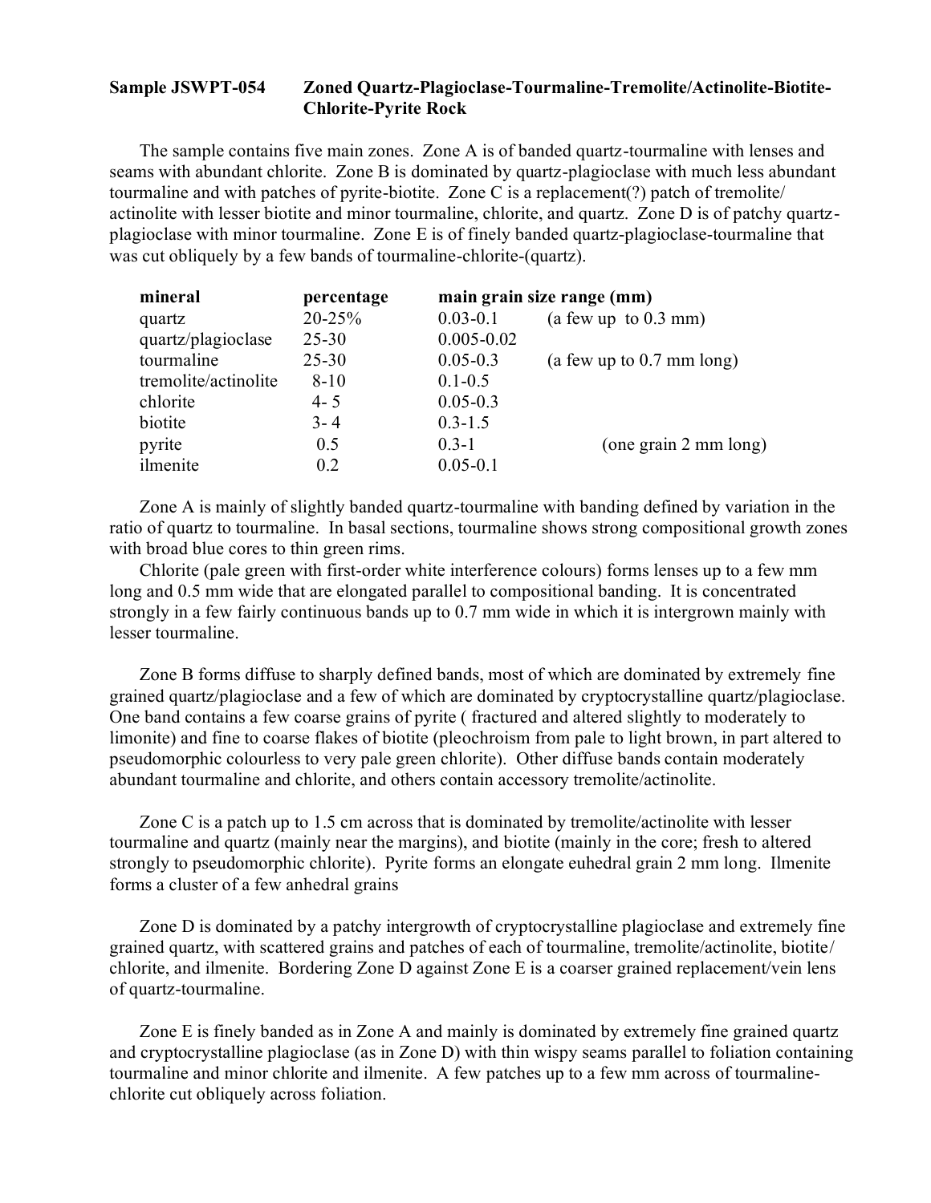**Sample JSWPT-054 Zoned Quartz-Plagioclase-Tourmaline-Tremolite/Actinolite-Biotite-Chlorite-Pyrite Rock**

The sample contains five main zones. Zone A is of banded quartz-tourmaline with lenses and seams with abundant chlorite. Zone B is dominated by quartz-plagioclase with much less abundant tourmaline and with patches of pyrite-biotite. Zone C is a replacement(?) patch of tremolite/actinolite with lesser biotite and minor tourmaline, chlorite, and quartz. Zone D is of patchy quartz-plagioclase with minor tourmaline. Zone E is of finely banded quartz-plagioclase-tourmaline that was cut obliquely by a few bands of tourmaline-chlorite-(quartz).

| mineral | percentage | main grain size range (mm) | |
|---|---|---|---|
| quartz | 20-25% | 0.03-0.1 | (a few up to 0.3 mm) |
| quartz/plagioclase | 25-30 | 0.005-0.02 | |
| tourmaline | 25-30 | 0.05-0.3 | (a few up to 0.7 mm long) |
| tremolite/actinolite | 8-10 | 0.1-0.5 | |
| chlorite | 4- 5 | 0.05-0.3 | |
| biotite | 3- 4 | 0.3-1.5 | |
| pyrite | 0.5 | 0.3-1 | (one grain 2 mm long) |
| ilmenite | 0.2 | 0.05-0.1 | |

Zone A is mainly of slightly banded quartz-tourmaline with banding defined by variation in the ratio of quartz to tourmaline. In basal sections, tourmaline shows strong compositional growth zones with broad blue cores to thin green rims.

Chlorite (pale green with first-order white interference colours) forms lenses up to a few mm long and 0.5 mm wide that are elongated parallel to compositional banding. It is concentrated strongly in a few fairly continuous bands up to 0.7 mm wide in which it is intergrown mainly with lesser tourmaline.

Zone B forms diffuse to sharply defined bands, most of which are dominated by extremely fine grained quartz/plagioclase and a few of which are dominated by cryptocrystalline quartz/plagioclase. One band contains a few coarse grains of pyrite ( fractured and altered slightly to moderately to limonite) and fine to coarse flakes of biotite (pleochroism from pale to light brown, in part altered to pseudomorphic colourless to very pale green chlorite). Other diffuse bands contain moderately abundant tourmaline and chlorite, and others contain accessory tremolite/actinolite.

Zone C is a patch up to 1.5 cm across that is dominated by tremolite/actinolite with lesser tourmaline and quartz (mainly near the margins), and biotite (mainly in the core; fresh to altered strongly to pseudomorphic chlorite). Pyrite forms an elongate euhedral grain 2 mm long. Ilmenite forms a cluster of a few anhedral grains

Zone D is dominated by a patchy intergrowth of cryptocrystalline plagioclase and extremely fine grained quartz, with scattered grains and patches of each of tourmaline, tremolite/actinolite, biotite/chlorite, and ilmenite. Bordering Zone D against Zone E is a coarser grained replacement/vein lens of quartz-tourmaline.

Zone E is finely banded as in Zone A and mainly is dominated by extremely fine grained quartz and cryptocrystalline plagioclase (as in Zone D) with thin wispy seams parallel to foliation containing tourmaline and minor chlorite and ilmenite. A few patches up to a few mm across of tourmaline-chlorite cut obliquely across foliation.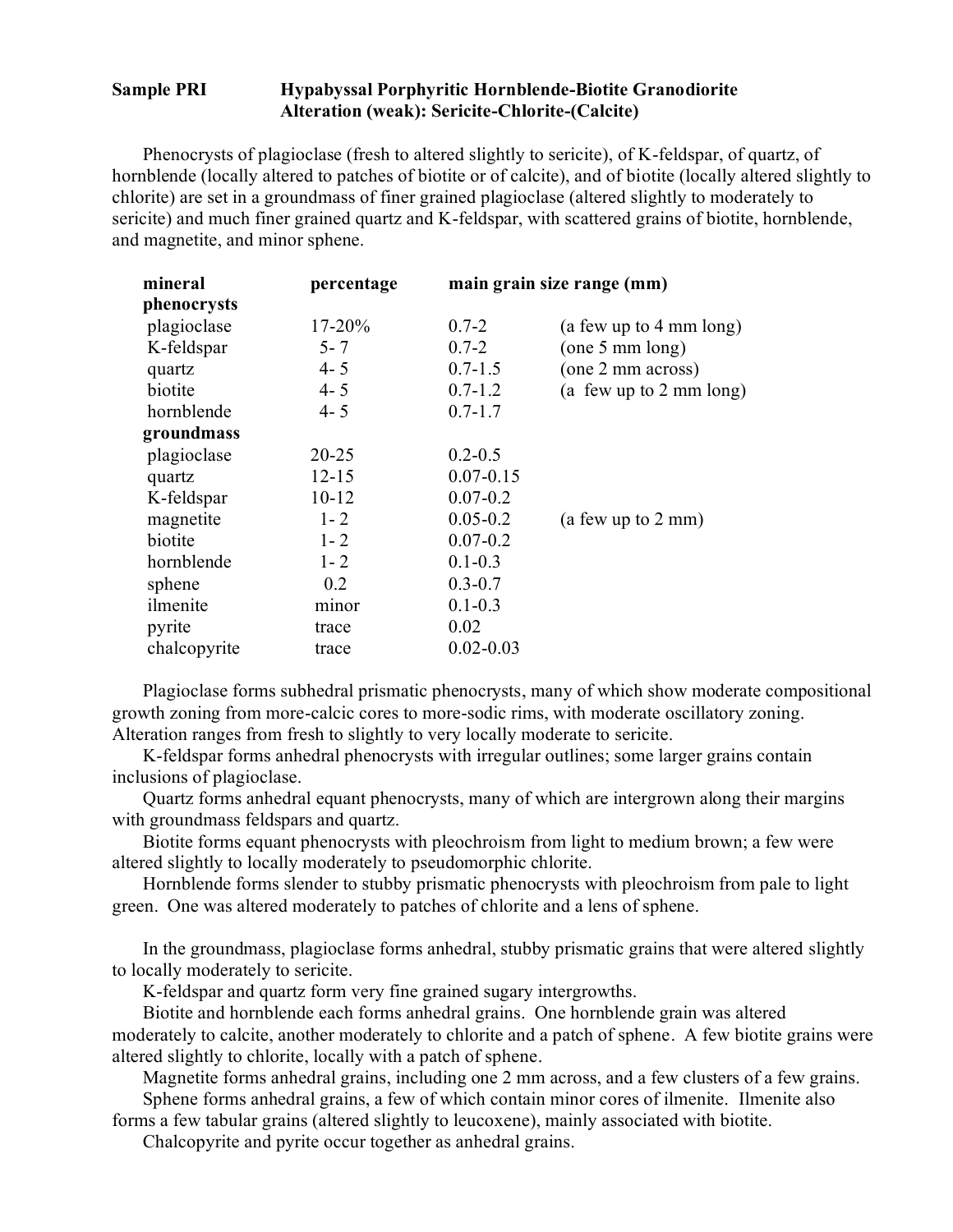**Sample PRI** **Hypabyssal Porphyritic Hornblende-Biotite Granodiorite**
**Alteration (weak): Sericite-Chlorite-(Calcite)**

Phenocrysts of plagioclase (fresh to altered slightly to sericite), of K-feldspar, of quartz, of hornblende (locally altered to patches of biotite or of calcite), and of biotite (locally altered slightly to chlorite) are set in a groundmass of finer grained plagioclase (altered slightly to moderately to sericite) and much finer grained quartz and K-feldspar, with scattered grains of biotite, hornblende, and magnetite, and minor sphene.

| mineral | percentage | main grain size range (mm) | |
|---|---|---|---|
| **phenocrysts** | | | |
| plagioclase | 17-20% | 0.7-2 | (a few up to 4 mm long) |
| K-feldspar | 5- 7 | 0.7-2 | (one 5 mm long) |
| quartz | 4- 5 | 0.7-1.5 | (one 2 mm across) |
| biotite | 4- 5 | 0.7-1.2 | (a few up to 2 mm long) |
| hornblende | 4- 5 | 0.7-1.7 | |
| **groundmass** | | | |
| plagioclase | 20-25 | 0.2-0.5 | |
| quartz | 12-15 | 0.07-0.15 | |
| K-feldspar | 10-12 | 0.07-0.2 | |
| magnetite | 1- 2 | 0.05-0.2 | (a few up to 2 mm) |
| biotite | 1- 2 | 0.07-0.2 | |
| hornblende | 1- 2 | 0.1-0.3 | |
| sphene | 0.2 | 0.3-0.7 | |
| ilmenite | minor | 0.1-0.3 | |
| pyrite | trace | 0.02 | |
| chalcopyrite | trace | 0.02-0.03 | |

Plagioclase forms subhedral prismatic phenocrysts, many of which show moderate compositional growth zoning from more-calcic cores to more-sodic rims, with moderate oscillatory zoning. Alteration ranges from fresh to slightly to very locally moderate to sericite.

K-feldspar forms anhedral phenocrysts with irregular outlines; some larger grains contain inclusions of plagioclase.

Quartz forms anhedral equant phenocrysts, many of which are intergrown along their margins with groundmass feldspars and quartz.

Biotite forms equant phenocrysts with pleochroism from light to medium brown; a few were altered slightly to locally moderately to pseudomorphic chlorite.

Hornblende forms slender to stubby prismatic phenocrysts with pleochroism from pale to light green. One was altered moderately to patches of chlorite and a lens of sphene.

In the groundmass, plagioclase forms anhedral, stubby prismatic grains that were altered slightly to locally moderately to sericite.

K-feldspar and quartz form very fine grained sugary intergrowths.

Biotite and hornblende each forms anhedral grains. One hornblende grain was altered moderately to calcite, another moderately to chlorite and a patch of sphene. A few biotite grains were altered slightly to chlorite, locally with a patch of sphene.

Magnetite forms anhedral grains, including one 2 mm across, and a few clusters of a few grains.

Sphene forms anhedral grains, a few of which contain minor cores of ilmenite. Ilmenite also forms a few tabular grains (altered slightly to leucoxene), mainly associated with biotite.

Chalcopyrite and pyrite occur together as anhedral grains.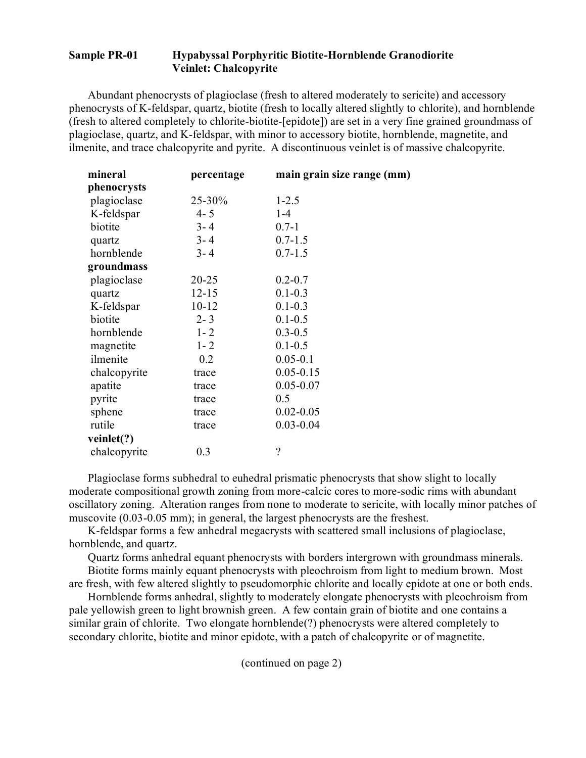**Sample PR-01 Hypabyssal Porphyritic Biotite-Hornblende Granodiorite**
**Veinlet: Chalcopyrite**

Abundant phenocrysts of plagioclase (fresh to altered moderately to sericite) and accessory phenocrysts of K-feldspar, quartz, biotite (fresh to locally altered slightly to chlorite), and hornblende (fresh to altered completely to chlorite-biotite-[epidote]) are set in a very fine grained groundmass of plagioclase, quartz, and K-feldspar, with minor to accessory biotite, hornblende, magnetite, and ilmenite, and trace chalcopyrite and pyrite. A discontinuous veinlet is of massive chalcopyrite.

| mineral | percentage | main grain size range (mm) |
|---|---|---|
| **phenocrysts** | | |
| plagioclase | 25-30% | 1-2.5 |
| K-feldspar | 4- 5 | 1-4 |
| biotite | 3- 4 | 0.7-1 |
| quartz | 3- 4 | 0.7-1.5 |
| hornblende | 3- 4 | 0.7-1.5 |
| **groundmass** | | |
| plagioclase | 20-25 | 0.2-0.7 |
| quartz | 12-15 | 0.1-0.3 |
| K-feldspar | 10-12 | 0.1-0.3 |
| biotite | 2- 3 | 0.1-0.5 |
| hornblende | 1- 2 | 0.3-0.5 |
| magnetite | 1- 2 | 0.1-0.5 |
| ilmenite | 0.2 | 0.05-0.1 |
| chalcopyrite | trace | 0.05-0.15 |
| apatite | trace | 0.05-0.07 |
| pyrite | trace | 0.5 |
| sphene | trace | 0.02-0.05 |
| rutile | trace | 0.03-0.04 |
| **veinlet(?)** | | |
| chalcopyrite | 0.3 | ? |

Plagioclase forms subhedral to euhedral prismatic phenocrysts that show slight to locally moderate compositional growth zoning from more-calcic cores to more-sodic rims with abundant oscillatory zoning. Alteration ranges from none to moderate to sericite, with locally minor patches of muscovite (0.03-0.05 mm); in general, the largest phenocrysts are the freshest.

K-feldspar forms a few anhedral megacrysts with scattered small inclusions of plagioclase, hornblende, and quartz.

Quartz forms anhedral equant phenocrysts with borders intergrown with groundmass minerals.

Biotite forms mainly equant phenocrysts with pleochroism from light to medium brown. Most are fresh, with few altered slightly to pseudomorphic chlorite and locally epidote at one or both ends.

Hornblende forms anhedral, slightly to moderately elongate phenocrysts with pleochroism from pale yellowish green to light brownish green. A few contain grain of biotite and one contains a similar grain of chlorite. Two elongate hornblende(?) phenocrysts were altered completely to secondary chlorite, biotite and minor epidote, with a patch of chalcopyrite or of magnetite.

(continued on page 2)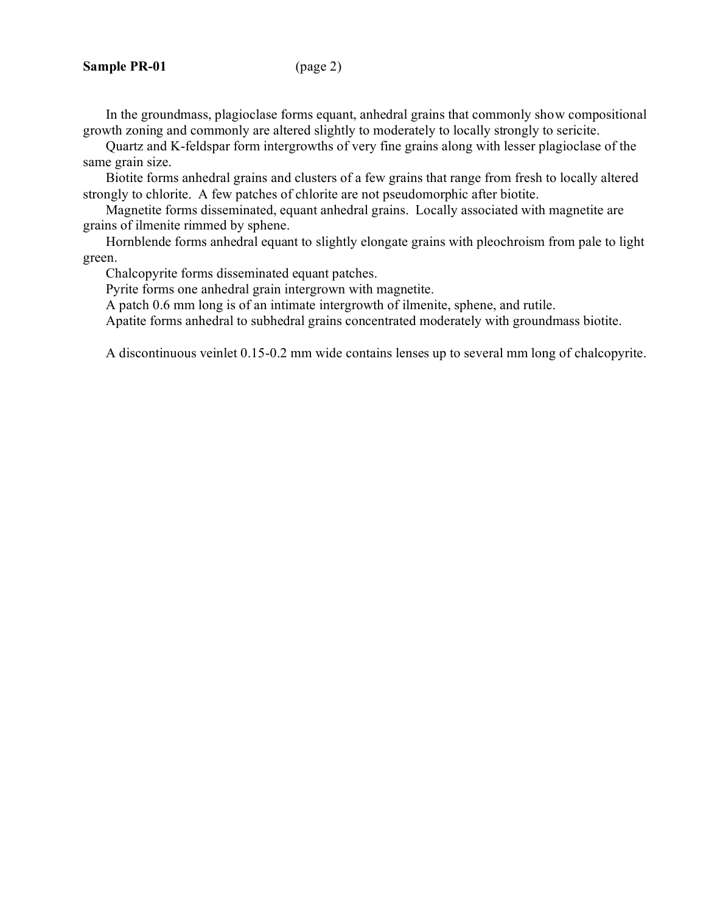**Sample PR-01** (page 2)

In the groundmass, plagioclase forms equant, anhedral grains that commonly show compositional growth zoning and commonly are altered slightly to moderately to locally strongly to sericite.

Quartz and K-feldspar form intergrowths of very fine grains along with lesser plagioclase of the same grain size.

Biotite forms anhedral grains and clusters of a few grains that range from fresh to locally altered strongly to chlorite. A few patches of chlorite are not pseudomorphic after biotite.

Magnetite forms disseminated, equant anhedral grains. Locally associated with magnetite are grains of ilmenite rimmed by sphene.

Hornblende forms anhedral equant to slightly elongate grains with pleochroism from pale to light green.

Chalcopyrite forms disseminated equant patches.

Pyrite forms one anhedral grain intergrown with magnetite.

A patch 0.6 mm long is of an intimate intergrowth of ilmenite, sphene, and rutile.

Apatite forms anhedral to subhedral grains concentrated moderately with groundmass biotite.

A discontinuous veinlet 0.15-0.2 mm wide contains lenses up to several mm long of chalcopyrite.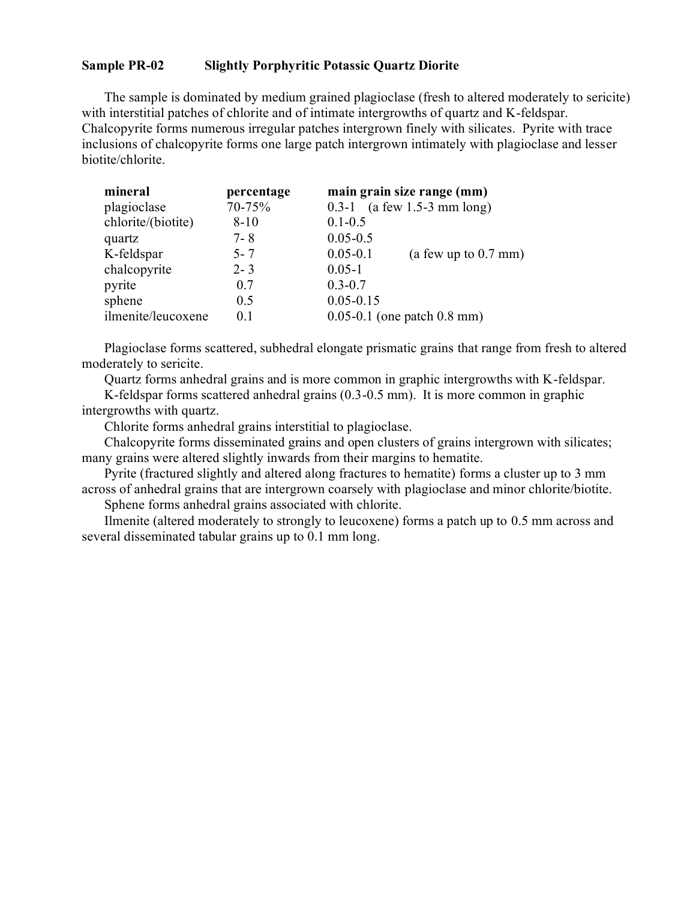**Sample PR-02 Slightly Porphyritic Potassic Quartz Diorite**

The sample is dominated by medium grained plagioclase (fresh to altered moderately to sericite) with interstitial patches of chlorite and of intimate intergrowths of quartz and K-feldspar. Chalcopyrite forms numerous irregular patches intergrown finely with silicates. Pyrite with trace inclusions of chalcopyrite forms one large patch intergrown intimately with plagioclase and lesser biotite/chlorite.

| mineral | percentage | main grain size range (mm) |
|---|---|---|
| plagioclase | 70-75% | 0.3-1 (a few 1.5-3 mm long) |
| chlorite/(biotite) | 8-10 | 0.1-0.5 |
| quartz | 7- 8 | 0.05-0.5 |
| K-feldspar | 5- 7 | 0.05-0.1 (a few up to 0.7 mm) |
| chalcopyrite | 2- 3 | 0.05-1 |
| pyrite | 0.7 | 0.3-0.7 |
| sphene | 0.5 | 0.05-0.15 |
| ilmenite/leucoxene | 0.1 | 0.05-0.1 (one patch 0.8 mm) |

Plagioclase forms scattered, subhedral elongate prismatic grains that range from fresh to altered moderately to sericite.

Quartz forms anhedral grains and is more common in graphic intergrowths with K-feldspar.

K-feldspar forms scattered anhedral grains (0.3-0.5 mm). It is more common in graphic intergrowths with quartz.

Chlorite forms anhedral grains interstitial to plagioclase.

Chalcopyrite forms disseminated grains and open clusters of grains intergrown with silicates; many grains were altered slightly inwards from their margins to hematite.

Pyrite (fractured slightly and altered along fractures to hematite) forms a cluster up to 3 mm across of anhedral grains that are intergrown coarsely with plagioclase and minor chlorite/biotite.

Sphene forms anhedral grains associated with chlorite.

Ilmenite (altered moderately to strongly to leucoxene) forms a patch up to 0.5 mm across and several disseminated tabular grains up to 0.1 mm long.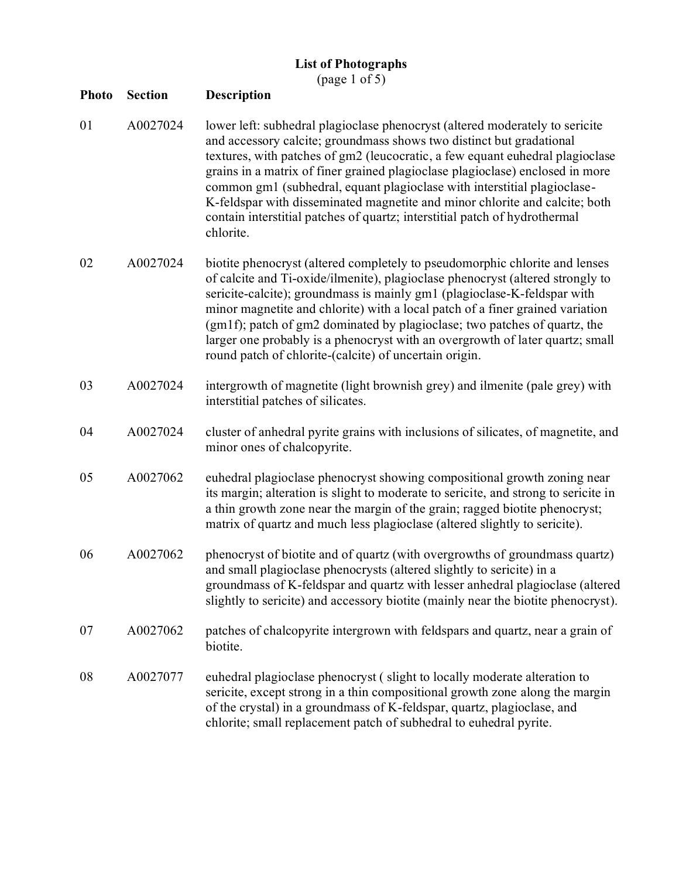# List of Photographs

(page 1 of 5)

| Photo | Section | Description |
|---|---|---|
| 01 | A0027024 | lower left: subhedral plagioclase phenocryst (altered moderately to sericite and accessory calcite; groundmass shows two distinct but gradational textures, with patches of gm2 (leucocratic, a few equant euhedral plagioclase grains in a matrix of finer grained plagioclase plagioclase) enclosed in more common gm1 (subhedral, equant plagioclase with interstitial plagioclase-K-feldspar with disseminated magnetite and minor chlorite and calcite; both contain interstitial patches of quartz; interstitial patch of hydrothermal chlorite. |
| 02 | A0027024 | biotite phenocryst (altered completely to pseudomorphic chlorite and lenses of calcite and Ti-oxide/ilmenite), plagioclase phenocryst (altered strongly to sericite-calcite); groundmass is mainly gm1 (plagioclase-K-feldspar with minor magnetite and chlorite) with a local patch of a finer grained variation (gm1f); patch of gm2 dominated by plagioclase; two patches of quartz, the larger one probably is a phenocryst with an overgrowth of later quartz; small round patch of chlorite-(calcite) of uncertain origin. |
| 03 | A0027024 | intergrowth of magnetite (light brownish grey) and ilmenite (pale grey) with interstitial patches of silicates. |
| 04 | A0027024 | cluster of anhedral pyrite grains with inclusions of silicates, of magnetite, and minor ones of chalcopyrite. |
| 05 | A0027062 | euhedral plagioclase phenocryst showing compositional growth zoning near its margin; alteration is slight to moderate to sericite, and strong to sericite in a thin growth zone near the margin of the grain; ragged biotite phenocryst; matrix of quartz and much less plagioclase (altered slightly to sericite). |
| 06 | A0027062 | phenocryst of biotite and of quartz (with overgrowths of groundmass quartz) and small plagioclase phenocrysts (altered slightly to sericite) in a groundmass of K-feldspar and quartz with lesser anhedral plagioclase (altered slightly to sericite) and accessory biotite (mainly near the biotite phenocryst). |
| 07 | A0027062 | patches of chalcopyrite intergrown with feldspars and quartz, near a grain of biotite. |
| 08 | A0027077 | euhedral plagioclase phenocryst ( slight to locally moderate alteration to sericite, except strong in a thin compositional growth zone along the margin of the crystal) in a groundmass of K-feldspar, quartz, plagioclase, and chlorite; small replacement patch of subhedral to euhedral pyrite. |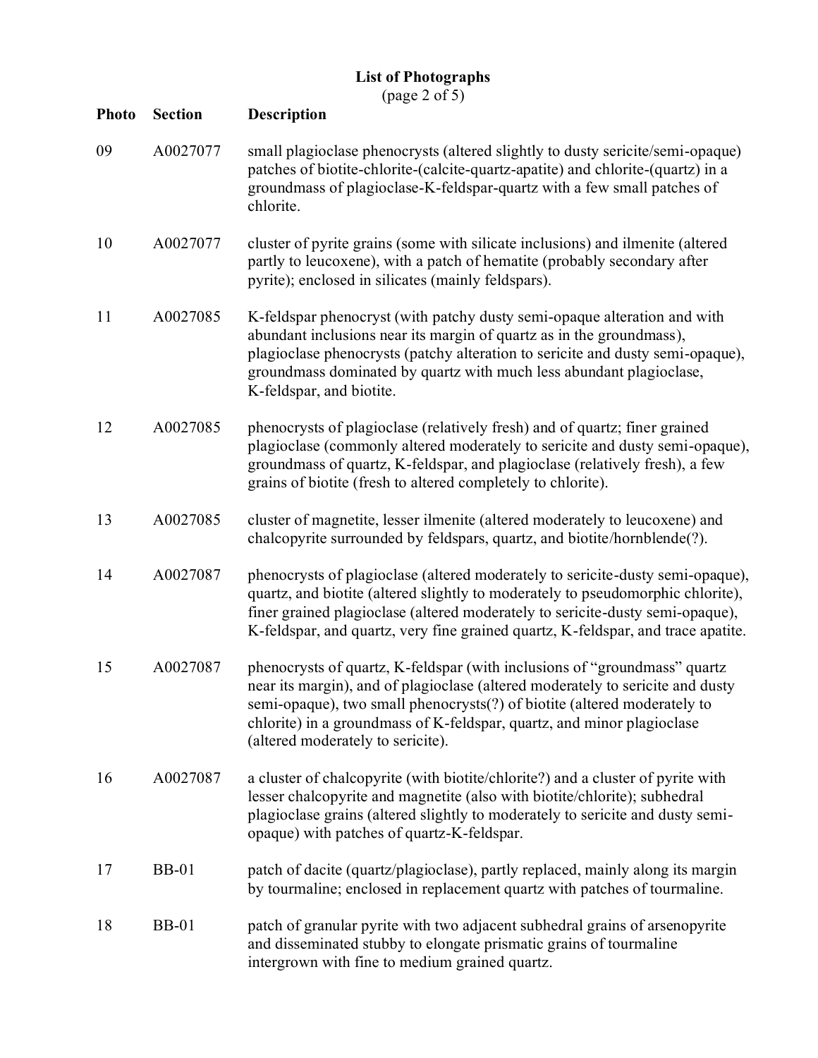## List of Photographs

(page 2 of 5)

| Photo | Section | Description |
|---|---|---|
| 09 | A0027077 | small plagioclase phenocrysts (altered slightly to dusty sericite/semi-opaque) patches of biotite-chlorite-(calcite-quartz-apatite) and chlorite-(quartz) in a groundmass of plagioclase-K-feldspar-quartz with a few small patches of chlorite. |
| 10 | A0027077 | cluster of pyrite grains (some with silicate inclusions) and ilmenite (altered partly to leucoxene), with a patch of hematite (probably secondary after pyrite); enclosed in silicates (mainly feldspars). |
| 11 | A0027085 | K-feldspar phenocryst (with patchy dusty semi-opaque alteration and with abundant inclusions near its margin of quartz as in the groundmass), plagioclase phenocrysts (patchy alteration to sericite and dusty semi-opaque), groundmass dominated by quartz with much less abundant plagioclase, K-feldspar, and biotite. |
| 12 | A0027085 | phenocrysts of plagioclase (relatively fresh) and of quartz; finer grained plagioclase (commonly altered moderately to sericite and dusty semi-opaque), groundmass of quartz, K-feldspar, and plagioclase (relatively fresh), a few grains of biotite (fresh to altered completely to chlorite). |
| 13 | A0027085 | cluster of magnetite, lesser ilmenite (altered moderately to leucoxene) and chalcopyrite surrounded by feldspars, quartz, and biotite/hornblende(?). |
| 14 | A0027087 | phenocrysts of plagioclase (altered moderately to sericite-dusty semi-opaque), quartz, and biotite (altered slightly to moderately to pseudomorphic chlorite), finer grained plagioclase (altered moderately to sericite-dusty semi-opaque), K-feldspar, and quartz, very fine grained quartz, K-feldspar, and trace apatite. |
| 15 | A0027087 | phenocrysts of quartz, K-feldspar (with inclusions of "groundmass" quartz near its margin), and of plagioclase (altered moderately to sericite and dusty semi-opaque), two small phenocrysts(?) of biotite (altered moderately to chlorite) in a groundmass of K-feldspar, quartz, and minor plagioclase (altered moderately to sericite). |
| 16 | A0027087 | a cluster of chalcopyrite (with biotite/chlorite?) and a cluster of pyrite with lesser chalcopyrite and magnetite (also with biotite/chlorite); subhedral plagioclase grains (altered slightly to moderately to sericite and dusty semi-opaque) with patches of quartz-K-feldspar. |
| 17 | BB-01 | patch of dacite (quartz/plagioclase), partly replaced, mainly along its margin by tourmaline; enclosed in replacement quartz with patches of tourmaline. |
| 18 | BB-01 | patch of granular pyrite with two adjacent subhedral grains of arsenopyrite and disseminated stubby to elongate prismatic grains of tourmaline intergrown with fine to medium grained quartz. |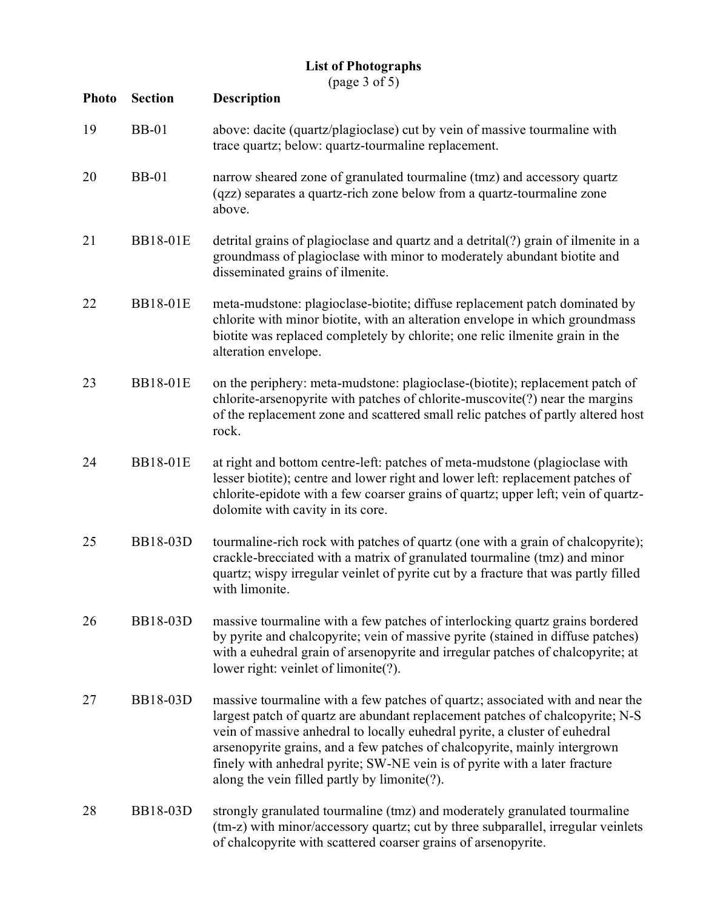# List of Photographs

(page 3 of 5)

| Photo | Section | Description |
| --- | --- | --- |
| 19 | BB-01 | above: dacite (quartz/plagioclase) cut by vein of massive tourmaline with trace quartz; below: quartz-tourmaline replacement. |
| 20 | BB-01 | narrow sheared zone of granulated tourmaline (tmz) and accessory quartz (qzz) separates a quartz-rich zone below from a quartz-tourmaline zone above. |
| 21 | BB18-01E | detrital grains of plagioclase and quartz and a detrital(?) grain of ilmenite in a groundmass of plagioclase with minor to moderately abundant biotite and disseminated grains of ilmenite. |
| 22 | BB18-01E | meta-mudstone: plagioclase-biotite; diffuse replacement patch dominated by chlorite with minor biotite, with an alteration envelope in which groundmass biotite was replaced completely by chlorite; one relic ilmenite grain in the alteration envelope. |
| 23 | BB18-01E | on the periphery: meta-mudstone: plagioclase-(biotite); replacement patch of chlorite-arsenopyrite with patches of chlorite-muscovite(?) near the margins of the replacement zone and scattered small relic patches of partly altered host rock. |
| 24 | BB18-01E | at right and bottom centre-left: patches of meta-mudstone (plagioclase with lesser biotite); centre and lower right and lower left: replacement patches of chlorite-epidote with a few coarser grains of quartz; upper left; vein of quartz-dolomite with cavity in its core. |
| 25 | BB18-03D | tourmaline-rich rock with patches of quartz (one with a grain of chalcopyrite); crackle-brecciated with a matrix of granulated tourmaline (tmz) and minor quartz; wispy irregular veinlet of pyrite cut by a fracture that was partly filled with limonite. |
| 26 | BB18-03D | massive tourmaline with a few patches of interlocking quartz grains bordered by pyrite and chalcopyrite; vein of massive pyrite (stained in diffuse patches) with a euhedral grain of arsenopyrite and irregular patches of chalcopyrite; at lower right: veinlet of limonite(?). |
| 27 | BB18-03D | massive tourmaline with a few patches of quartz; associated with and near the largest patch of quartz are abundant replacement patches of chalcopyrite; N-S vein of massive anhedral to locally euhedral pyrite, a cluster of euhedral arsenopyrite grains, and a few patches of chalcopyrite, mainly intergrown finely with anhedral pyrite; SW-NE vein is of pyrite with a later fracture along the vein filled partly by limonite(?). |
| 28 | BB18-03D | strongly granulated tourmaline (tmz) and moderately granulated tourmaline (tm-z) with minor/accessory quartz; cut by three subparallel, irregular veinlets of chalcopyrite with scattered coarser grains of arsenopyrite. |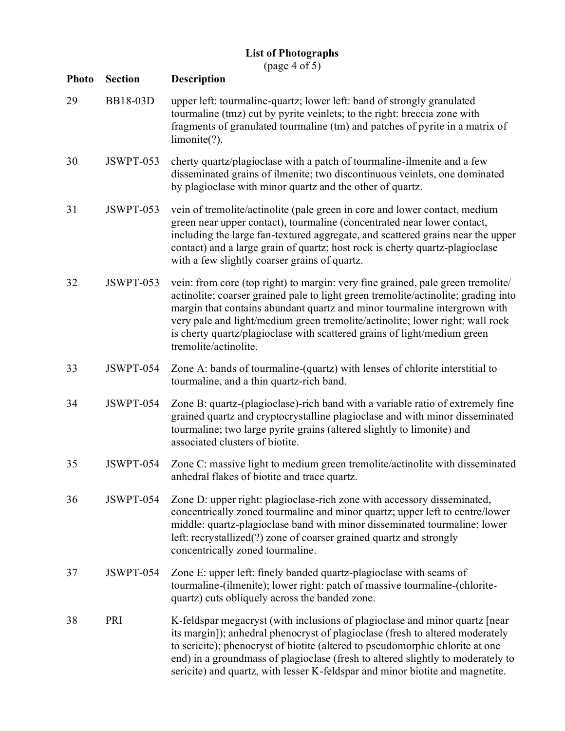# List of Photographs

(page 4 of 5)

| Photo | Section | Description |
|---|---|---|
| 29 | BB18-03D | upper left: tourmaline-quartz; lower left: band of strongly granulated tourmaline (tmz) cut by pyrite veinlets; to the right: breccia zone with fragments of granulated tourmaline (tm) and patches of pyrite in a matrix of limonite(?). |
| 30 | JSWPT-053 | cherty quartz/plagioclase with a patch of tourmaline-ilmenite and a few disseminated grains of ilmenite; two discontinuous veinlets, one dominated by plagioclase with minor quartz and the other of quartz. |
| 31 | JSWPT-053 | vein of tremolite/actinolite (pale green in core and lower contact, medium green near upper contact), tourmaline (concentrated near lower contact, including the large fan-textured aggregate, and scattered grains near the upper contact) and a large grain of quartz; host rock is cherty quartz-plagioclase with a few slightly coarser grains of quartz. |
| 32 | JSWPT-053 | vein: from core (top right) to margin: very fine grained, pale green tremolite/actinolite; coarser grained pale to light green tremolite/actinolite; grading into margin that contains abundant quartz and minor tourmaline intergrown with very pale and light/medium green tremolite/actinolite; lower right: wall rock is cherty quartz/plagioclase with scattered grains of light/medium green tremolite/actinolite. |
| 33 | JSWPT-054 | Zone A: bands of tourmaline-(quartz) with lenses of chlorite interstitial to tourmaline, and a thin quartz-rich band. |
| 34 | JSWPT-054 | Zone B: quartz-(plagioclase)-rich band with a variable ratio of extremely fine grained quartz and cryptocrystalline plagioclase and with minor disseminated tourmaline; two large pyrite grains (altered slightly to limonite) and associated clusters of biotite. |
| 35 | JSWPT-054 | Zone C: massive light to medium green tremolite/actinolite with disseminated anhedral flakes of biotite and trace quartz. |
| 36 | JSWPT-054 | Zone D: upper right: plagioclase-rich zone with accessory disseminated, concentrically zoned tourmaline and minor quartz; upper left to centre/lower middle: quartz-plagioclase band with minor disseminated tourmaline; lower left: recrystallized(?) zone of coarser grained quartz and strongly concentrically zoned tourmaline. |
| 37 | JSWPT-054 | Zone E: upper left: finely banded quartz-plagioclase with seams of tourmaline-(ilmenite); lower right: patch of massive tourmaline-(chlorite-quartz) cuts obliquely across the banded zone. |
| 38 | PRI | K-feldspar megacryst (with inclusions of plagioclase and minor quartz [near its margin]); anhedral phenocryst of plagioclase (fresh to altered moderately to sericite); phenocryst of biotite (altered to pseudomorphic chlorite at one end) in a groundmass of plagioclase (fresh to altered slightly to moderately to sericite) and quartz, with lesser K-feldspar and minor biotite and magnetite. |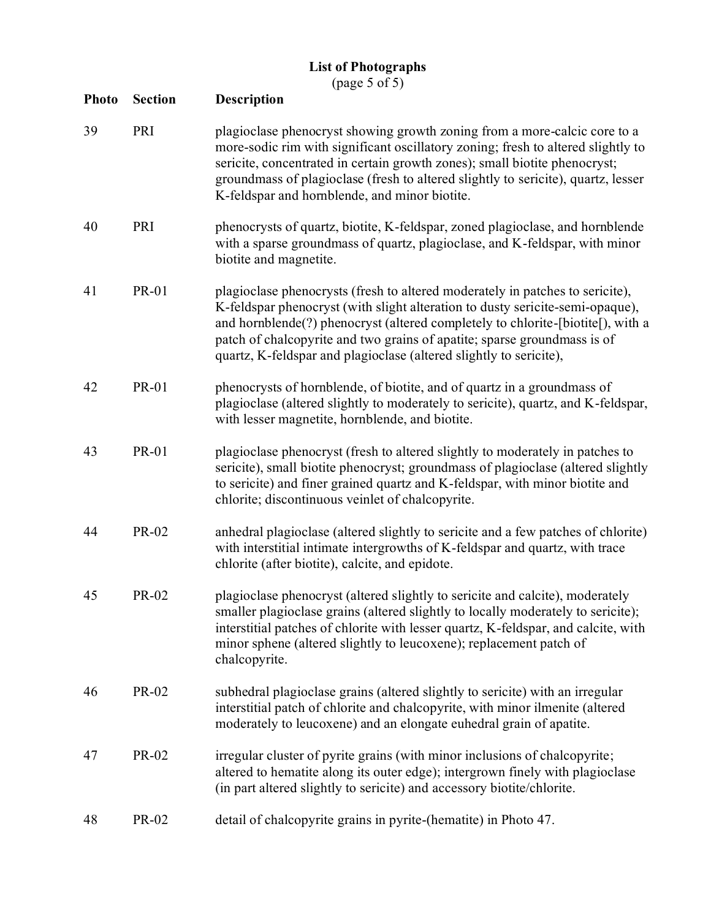# List of Photographs

(page 5 of 5)

| Photo | Section | Description |
|---|---|---|
| 39 | PRI | plagioclase phenocryst showing growth zoning from a more-calcic core to a more-sodic rim with significant oscillatory zoning; fresh to altered slightly to sericite, concentrated in certain growth zones); small biotite phenocryst; groundmass of plagioclase (fresh to altered slightly to sericite), quartz, lesser K-feldspar and hornblende, and minor biotite. |
| 40 | PRI | phenocrysts of quartz, biotite, K-feldspar, zoned plagioclase, and hornblende with a sparse groundmass of quartz, plagioclase, and K-feldspar, with minor biotite and magnetite. |
| 41 | PR-01 | plagioclase phenocrysts (fresh to altered moderately in patches to sericite), K-feldspar phenocryst (with slight alteration to dusty sericite-semi-opaque), and hornblende(?) phenocryst (altered completely to chlorite-[biotite[), with a patch of chalcopyrite and two grains of apatite; sparse groundmass is of quartz, K-feldspar and plagioclase (altered slightly to sericite), |
| 42 | PR-01 | phenocrysts of hornblende, of biotite, and of quartz in a groundmass of plagioclase (altered slightly to moderately to sericite), quartz, and K-feldspar, with lesser magnetite, hornblende, and biotite. |
| 43 | PR-01 | plagioclase phenocryst (fresh to altered slightly to moderately in patches to sericite), small biotite phenocryst; groundmass of plagioclase (altered slightly to sericite) and finer grained quartz and K-feldspar, with minor biotite and chlorite; discontinuous veinlet of chalcopyrite. |
| 44 | PR-02 | anhedral plagioclase (altered slightly to sericite and a few patches of chlorite) with interstitial intimate intergrowths of K-feldspar and quartz, with trace chlorite (after biotite), calcite, and epidote. |
| 45 | PR-02 | plagioclase phenocryst (altered slightly to sericite and calcite), moderately smaller plagioclase grains (altered slightly to locally moderately to sericite); interstitial patches of chlorite with lesser quartz, K-feldspar, and calcite, with minor sphene (altered slightly to leucoxene); replacement patch of chalcopyrite. |
| 46 | PR-02 | subhedral plagioclase grains (altered slightly to sericite) with an irregular interstitial patch of chlorite and chalcopyrite, with minor ilmenite (altered moderately to leucoxene) and an elongate euhedral grain of apatite. |
| 47 | PR-02 | irregular cluster of pyrite grains (with minor inclusions of chalcopyrite; altered to hematite along its outer edge); intergrown finely with plagioclase (in part altered slightly to sericite) and accessory biotite/chlorite. |
| 48 | PR-02 | detail of chalcopyrite grains in pyrite-(hematite) in Photo 47. |